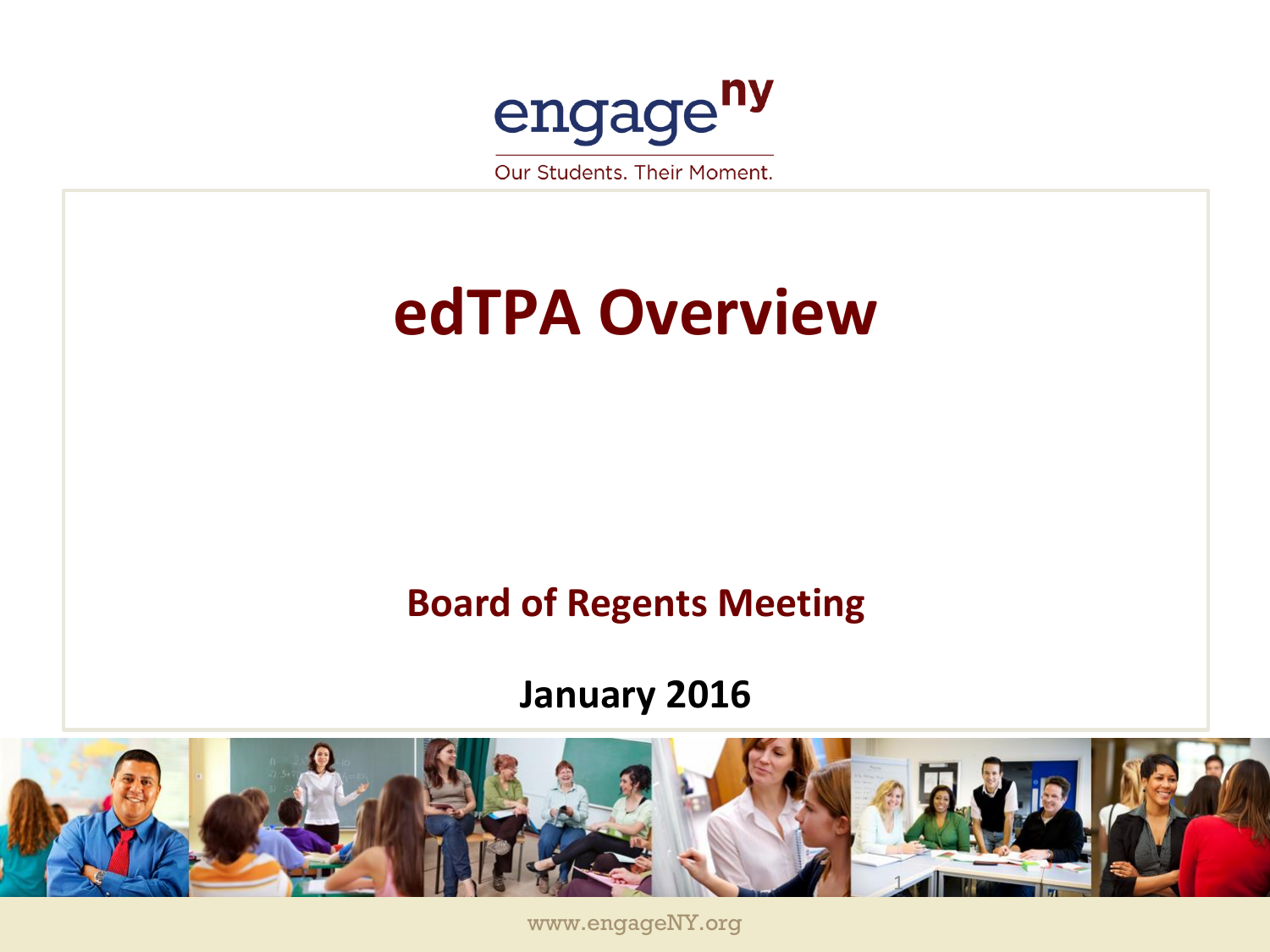engage^ny

Our Students. Their Moment.

# edTPA Overview

## Board of Regents Meeting

**January 2016**

www.engageNY.org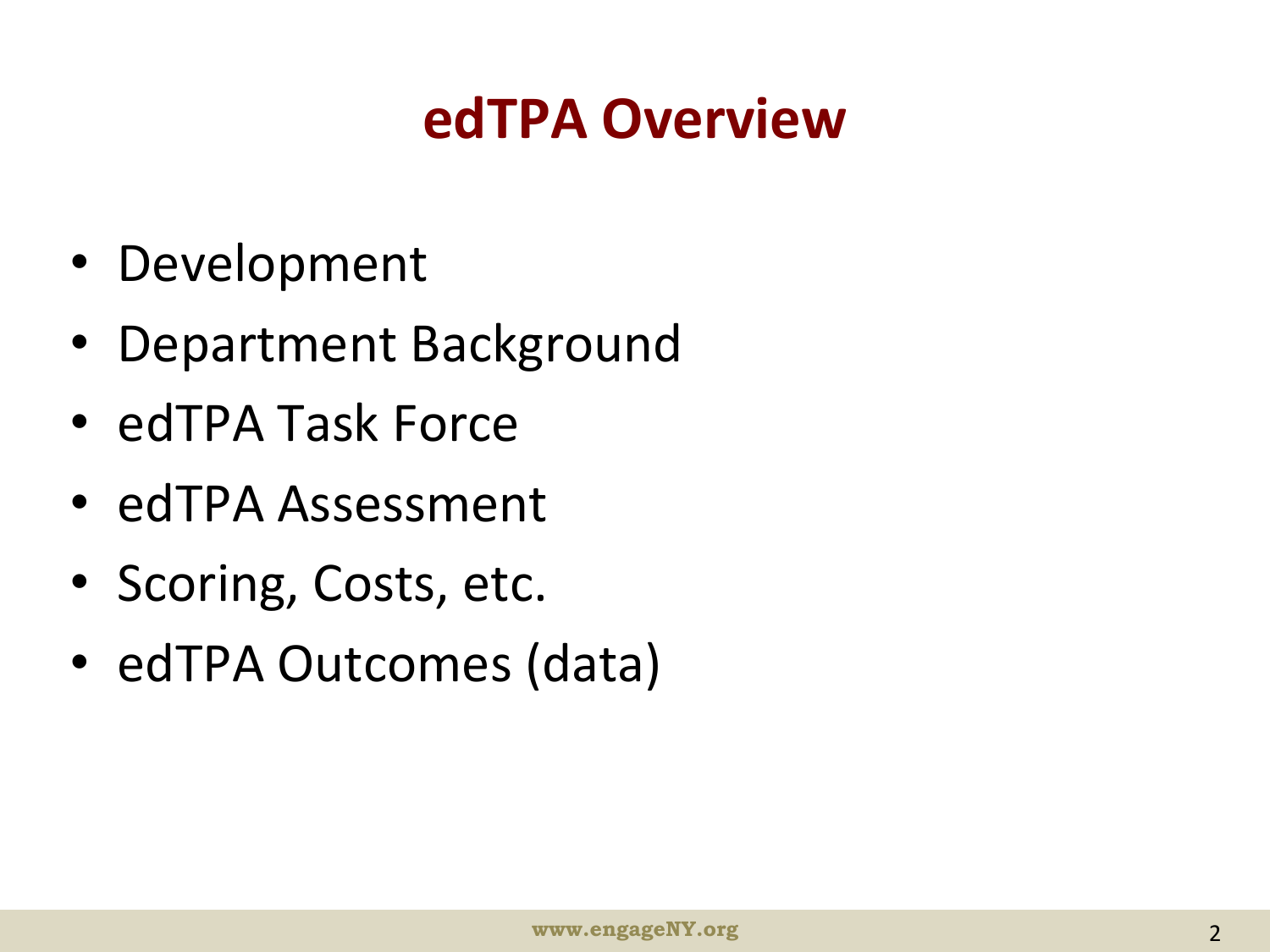# edTPA Overview

- Development
- Department Background
- edTPA Task Force
- edTPA Assessment
- Scoring, Costs, etc.
- edTPA Outcomes (data)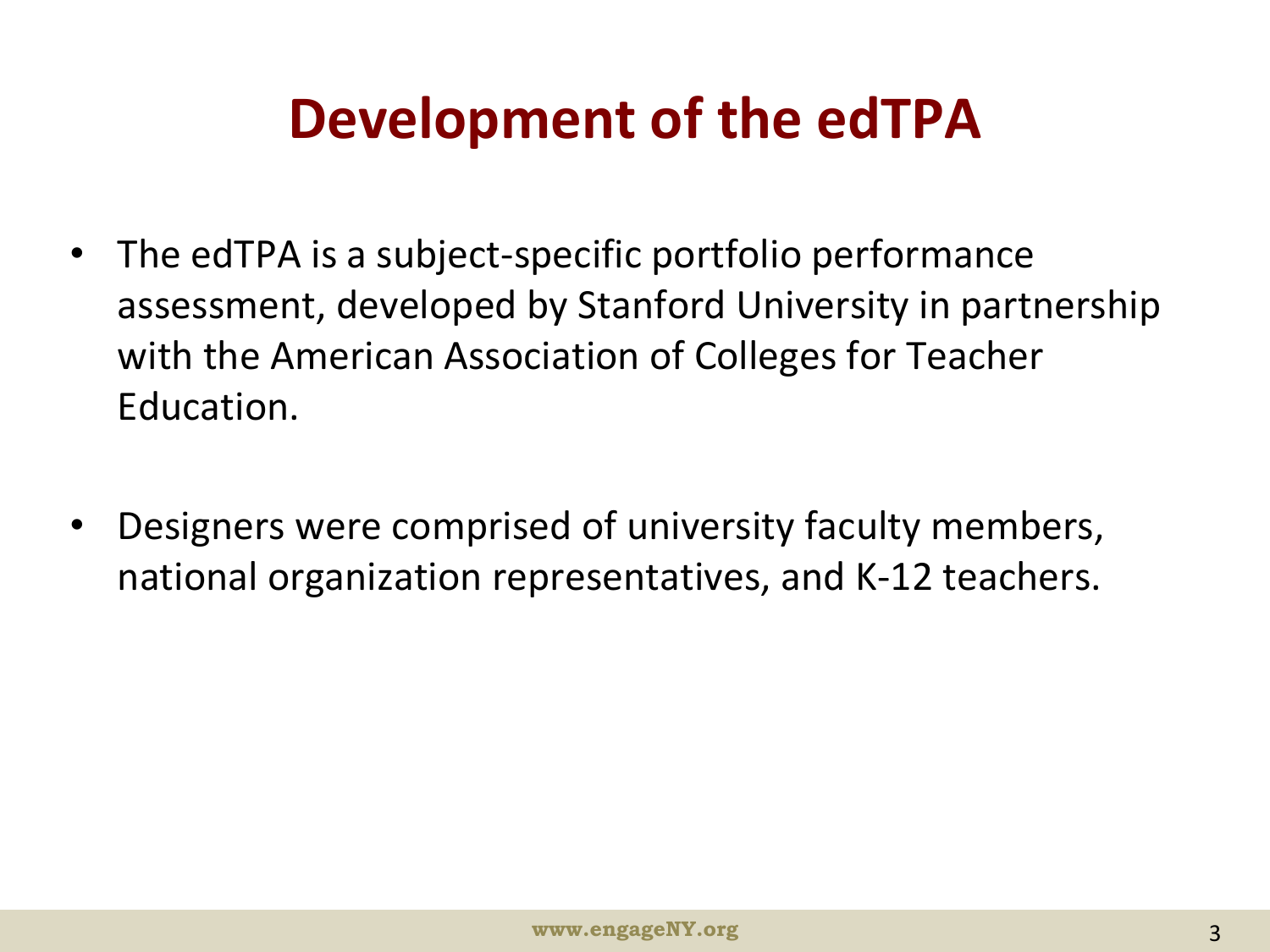# Development of the edTPA

- The edTPA is a subject-specific portfolio performance assessment, developed by Stanford University in partnership with the American Association of Colleges for Teacher Education.

- Designers were comprised of university faculty members, national organization representatives, and K-12 teachers.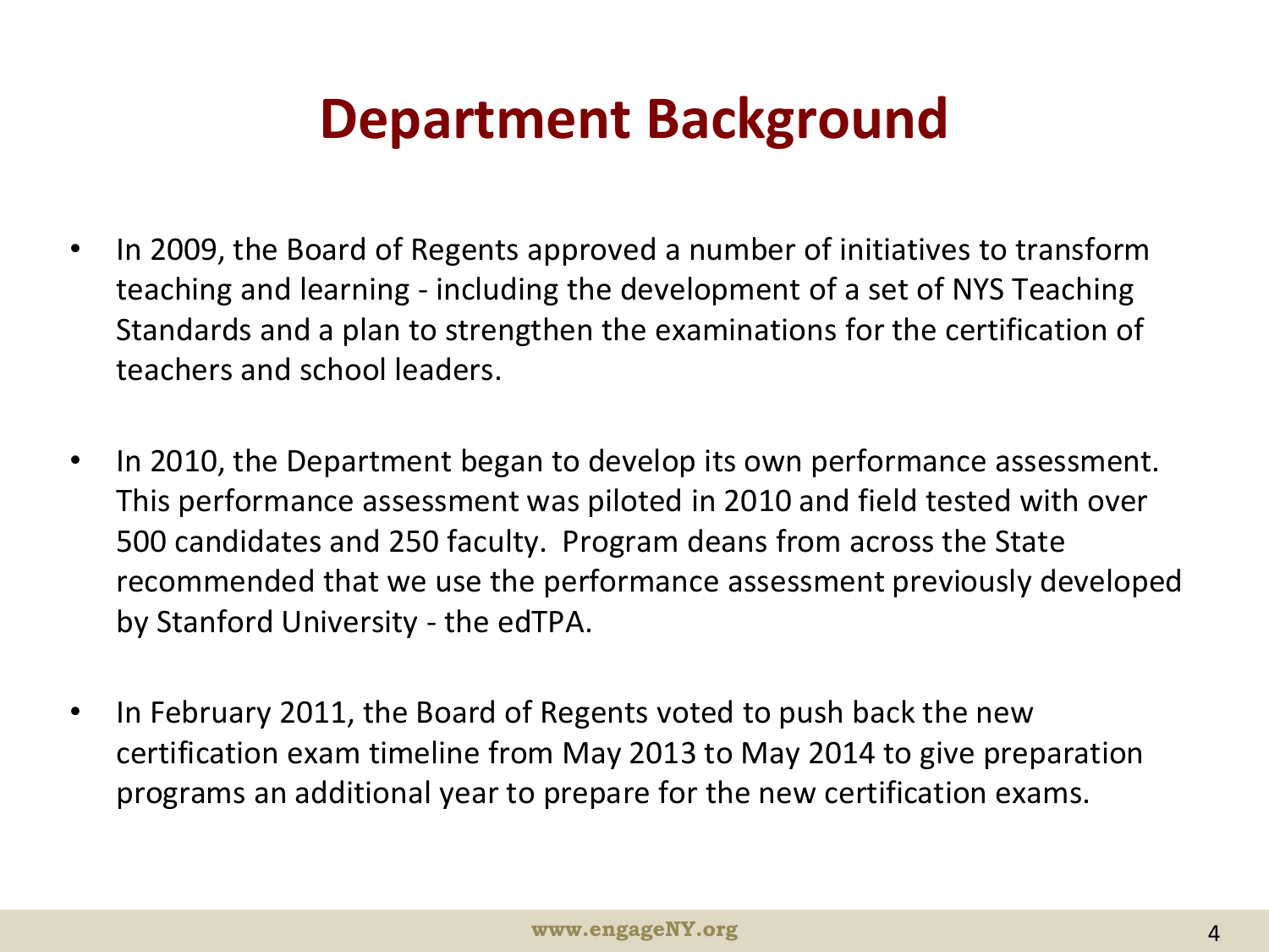# Department Background

- In 2009, the Board of Regents approved a number of initiatives to transform teaching and learning - including the development of a set of NYS Teaching Standards and a plan to strengthen the examinations for the certification of teachers and school leaders.
- In 2010, the Department began to develop its own performance assessment. This performance assessment was piloted in 2010 and field tested with over 500 candidates and 250 faculty. Program deans from across the State recommended that we use the performance assessment previously developed by Stanford University - the edTPA.
- In February 2011, the Board of Regents voted to push back the new certification exam timeline from May 2013 to May 2014 to give preparation programs an additional year to prepare for the new certification exams.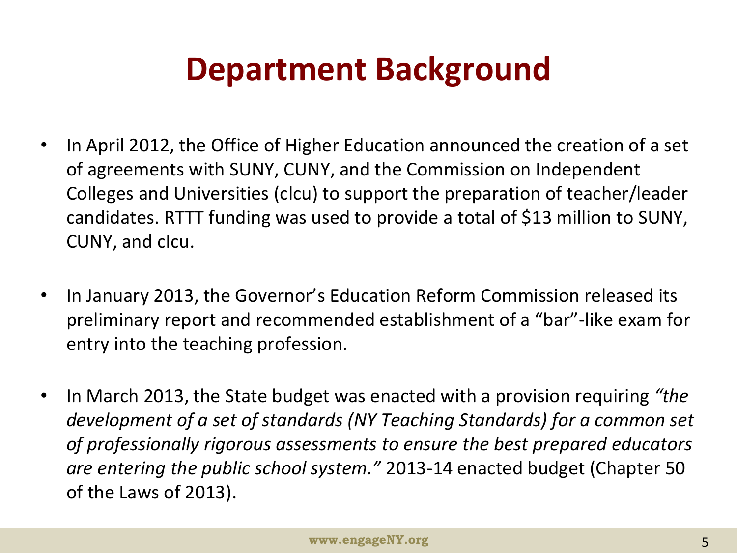# Department Background

- In April 2012, the Office of Higher Education announced the creation of a set of agreements with SUNY, CUNY, and the Commission on Independent Colleges and Universities (cIcu) to support the preparation of teacher/leader candidates. RTTT funding was used to provide a total of $13 million to SUNY, CUNY, and cIcu.

- In January 2013, the Governor's Education Reform Commission released its preliminary report and recommended establishment of a "bar"-like exam for entry into the teaching profession.

- In March 2013, the State budget was enacted with a provision requiring *"the development of a set of standards (NY Teaching Standards) for a common set of professionally rigorous assessments to ensure the best prepared educators are entering the public school system."* 2013-14 enacted budget (Chapter 50 of the Laws of 2013).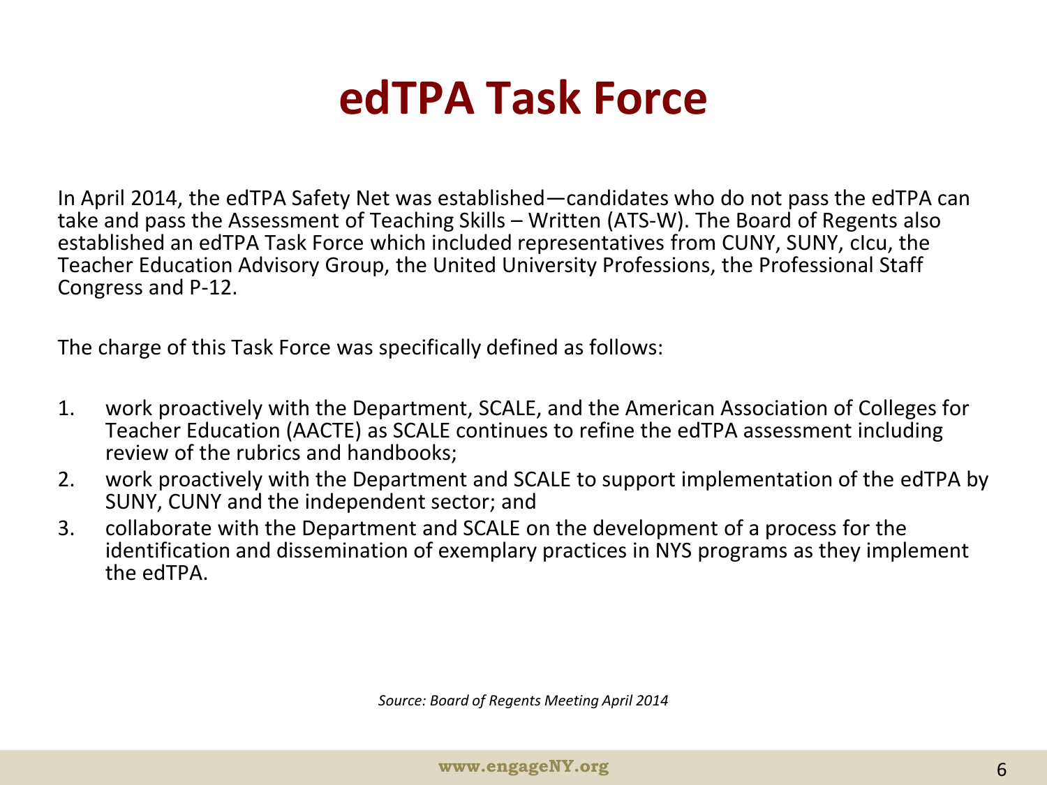# edTPA Task Force

In April 2014, the edTPA Safety Net was established—candidates who do not pass the edTPA can take and pass the Assessment of Teaching Skills – Written (ATS-W). The Board of Regents also established an edTPA Task Force which included representatives from CUNY, SUNY, cIcu, the Teacher Education Advisory Group, the United University Professions, the Professional Staff Congress and P-12.

The charge of this Task Force was specifically defined as follows:

1. work proactively with the Department, SCALE, and the American Association of Colleges for Teacher Education (AACTE) as SCALE continues to refine the edTPA assessment including review of the rubrics and handbooks;
2. work proactively with the Department and SCALE to support implementation of the edTPA by SUNY, CUNY and the independent sector; and
3. collaborate with the Department and SCALE on the development of a process for the identification and dissemination of exemplary practices in NYS programs as they implement the edTPA.

*Source: Board of Regents Meeting April 2014*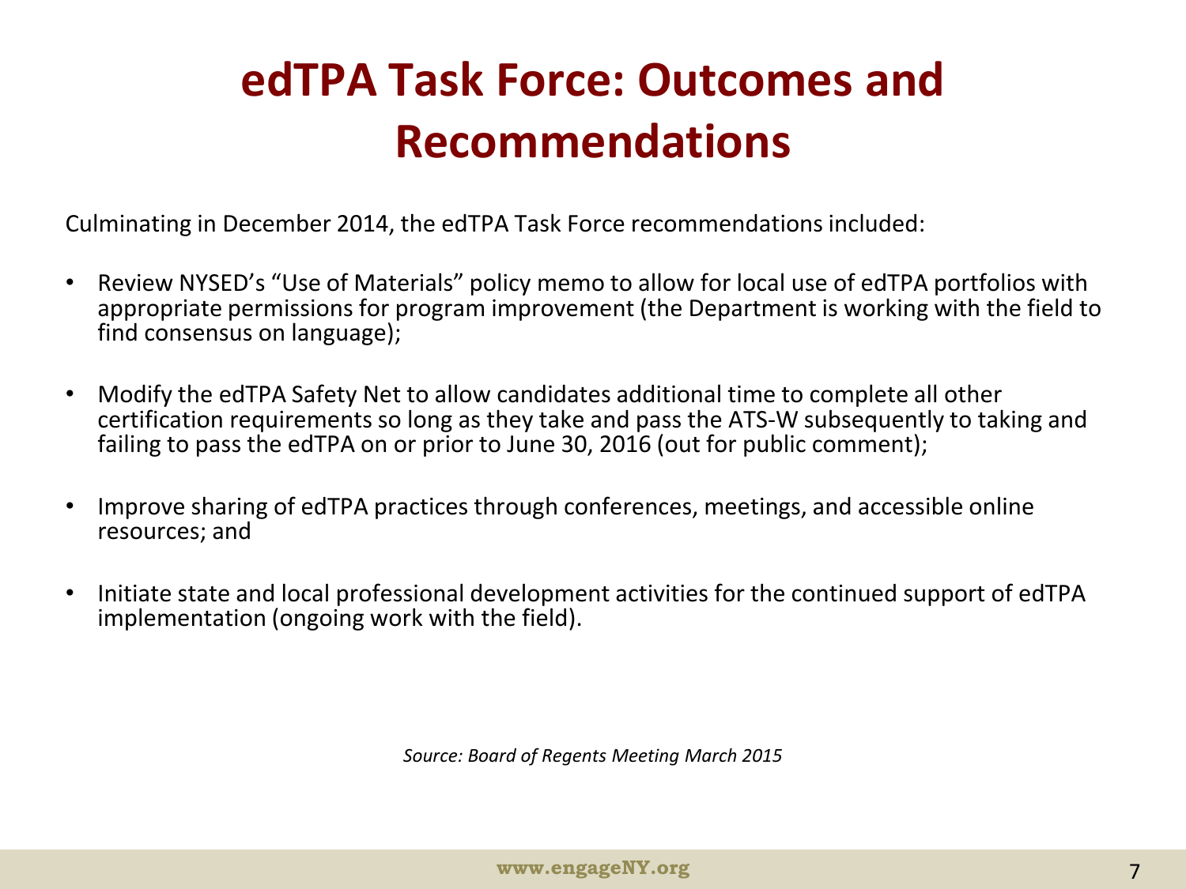# edTPA Task Force: Outcomes and Recommendations

Culminating in December 2014, the edTPA Task Force recommendations included:

- Review NYSED's "Use of Materials" policy memo to allow for local use of edTPA portfolios with appropriate permissions for program improvement (the Department is working with the field to find consensus on language);
- Modify the edTPA Safety Net to allow candidates additional time to complete all other certification requirements so long as they take and pass the ATS-W subsequently to taking and failing to pass the edTPA on or prior to June 30, 2016 (out for public comment);
- Improve sharing of edTPA practices through conferences, meetings, and accessible online resources; and
- Initiate state and local professional development activities for the continued support of edTPA implementation (ongoing work with the field).

*Source: Board of Regents Meeting March 2015*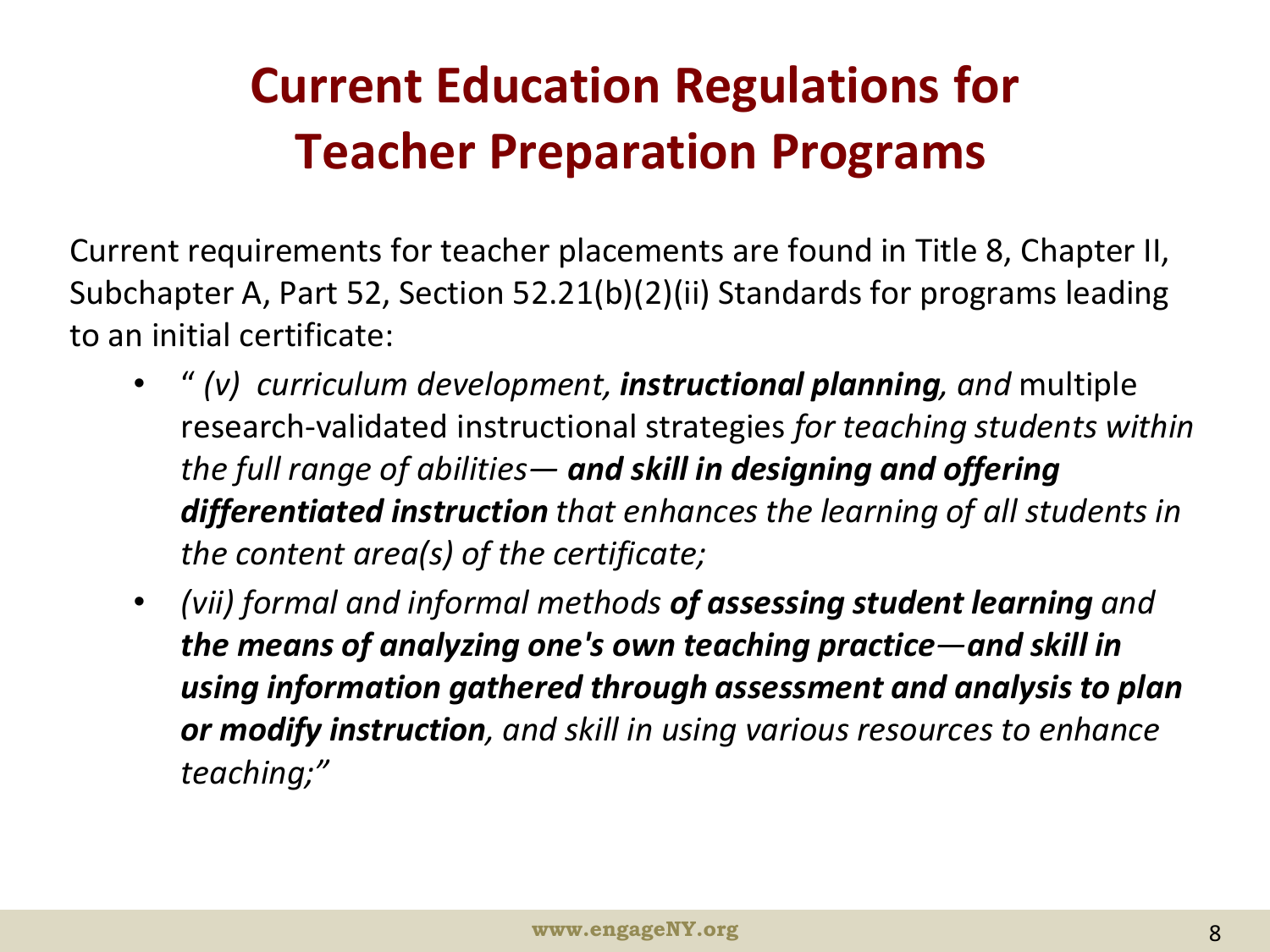# Current Education Regulations for Teacher Preparation Programs

Current requirements for teacher placements are found in Title 8, Chapter II, Subchapter A, Part 52, Section 52.21(b)(2)(ii) Standards for programs leading to an initial certificate:

- " *(v) curriculum development, **instructional planning**, and* multiple research-validated instructional strategies *for teaching students within the full range of abilities— **and skill in designing and offering differentiated instruction** that enhances the learning of all students in the content area(s) of the certificate;*
- *(vii) formal and informal methods **of assessing student learning** and **the means of analyzing one's own teaching practice—and skill in using information gathered through assessment and analysis to plan or modify instruction**, and skill in using various resources to enhance teaching;"*

www.engageNY.org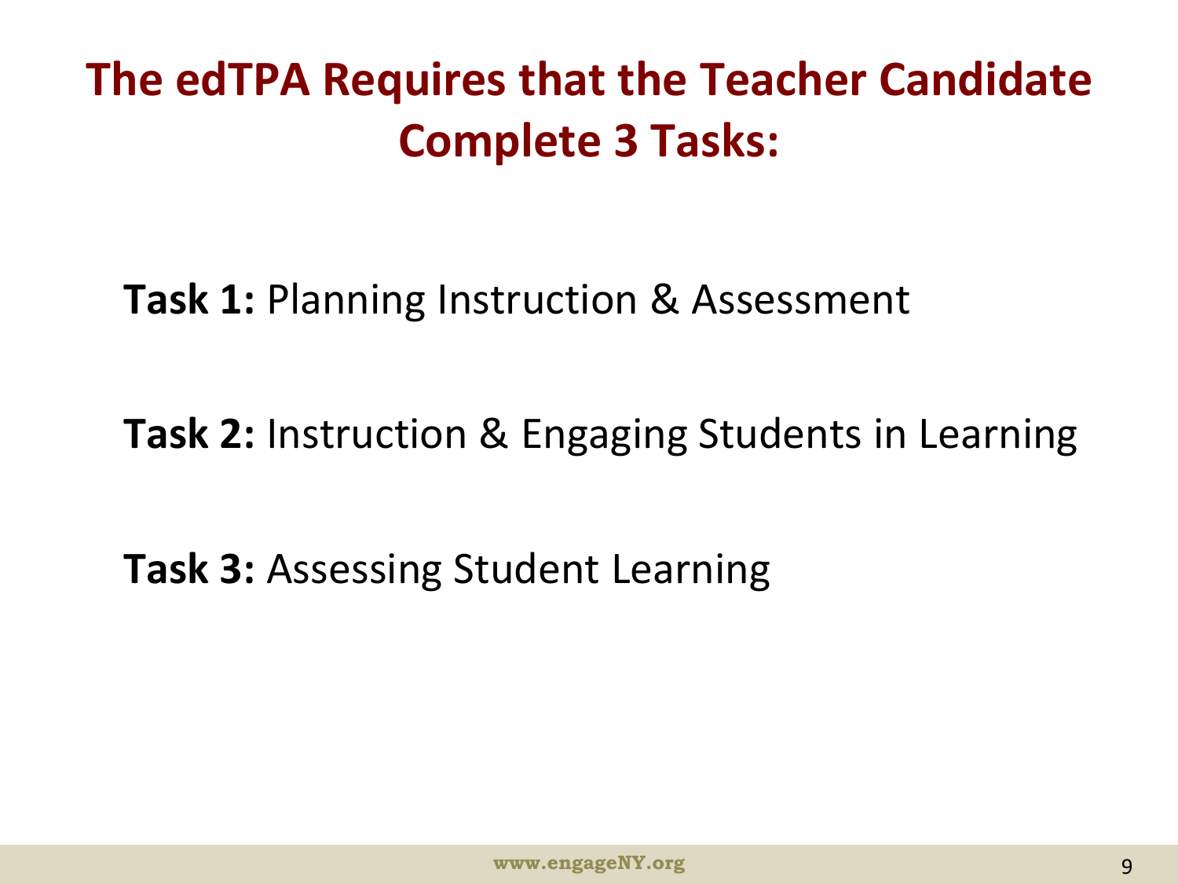# The edTPA Requires that the Teacher Candidate Complete 3 Tasks:

**Task 1:** Planning Instruction & Assessment

**Task 2:** Instruction & Engaging Students in Learning

**Task 3:** Assessing Student Learning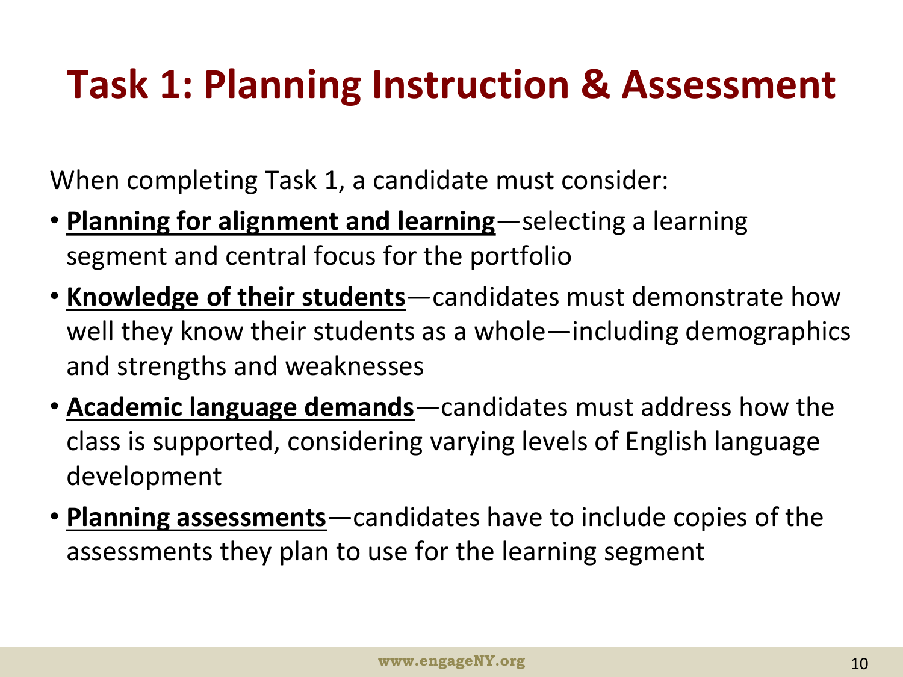# Task 1: Planning Instruction & Assessment

When completing Task 1, a candidate must consider:

- **Planning for alignment and learning**—selecting a learning segment and central focus for the portfolio
- **Knowledge of their students**—candidates must demonstrate how well they know their students as a whole—including demographics and strengths and weaknesses
- **Academic language demands**—candidates must address how the class is supported, considering varying levels of English language development
- **Planning assessments**—candidates have to include copies of the assessments they plan to use for the learning segment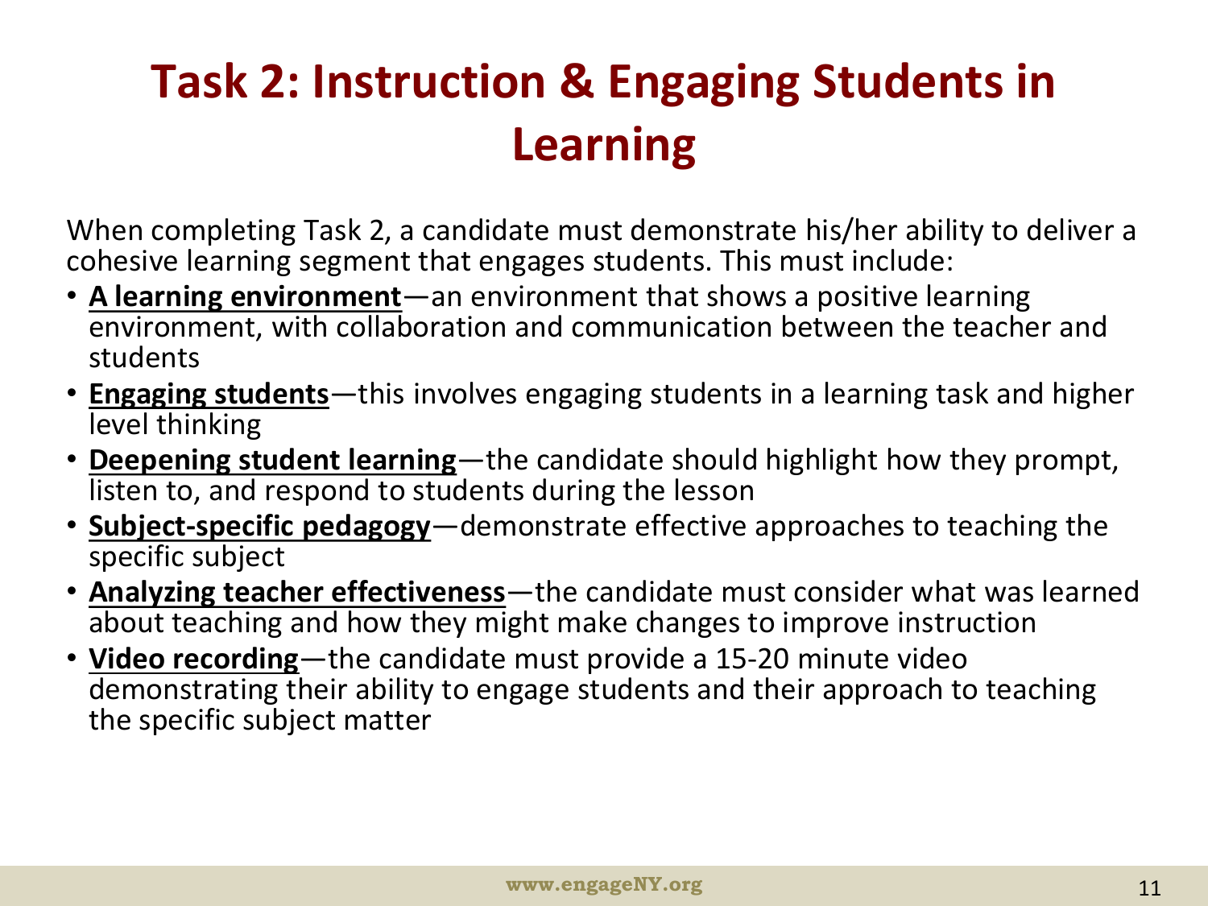# Task 2: Instruction & Engaging Students in Learning

When completing Task 2, a candidate must demonstrate his/her ability to deliver a cohesive learning segment that engages students. This must include:

- **A learning environment**—an environment that shows a positive learning environment, with collaboration and communication between the teacher and students
- **Engaging students**—this involves engaging students in a learning task and higher level thinking
- **Deepening student learning**—the candidate should highlight how they prompt, listen to, and respond to students during the lesson
- **Subject-specific pedagogy**—demonstrate effective approaches to teaching the specific subject
- **Analyzing teacher effectiveness**—the candidate must consider what was learned about teaching and how they might make changes to improve instruction
- **Video recording**—the candidate must provide a 15-20 minute video demonstrating their ability to engage students and their approach to teaching the specific subject matter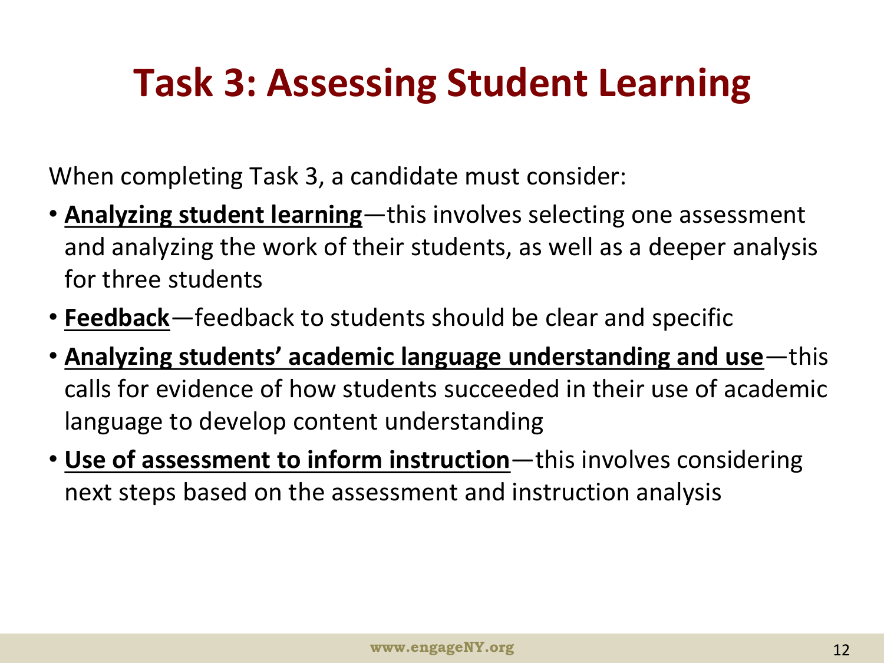# Task 3: Assessing Student Learning

When completing Task 3, a candidate must consider:

- **Analyzing student learning**—this involves selecting one assessment and analyzing the work of their students, as well as a deeper analysis for three students
- **Feedback**—feedback to students should be clear and specific
- **Analyzing students' academic language understanding and use**—this calls for evidence of how students succeeded in their use of academic language to develop content understanding
- **Use of assessment to inform instruction**—this involves considering next steps based on the assessment and instruction analysis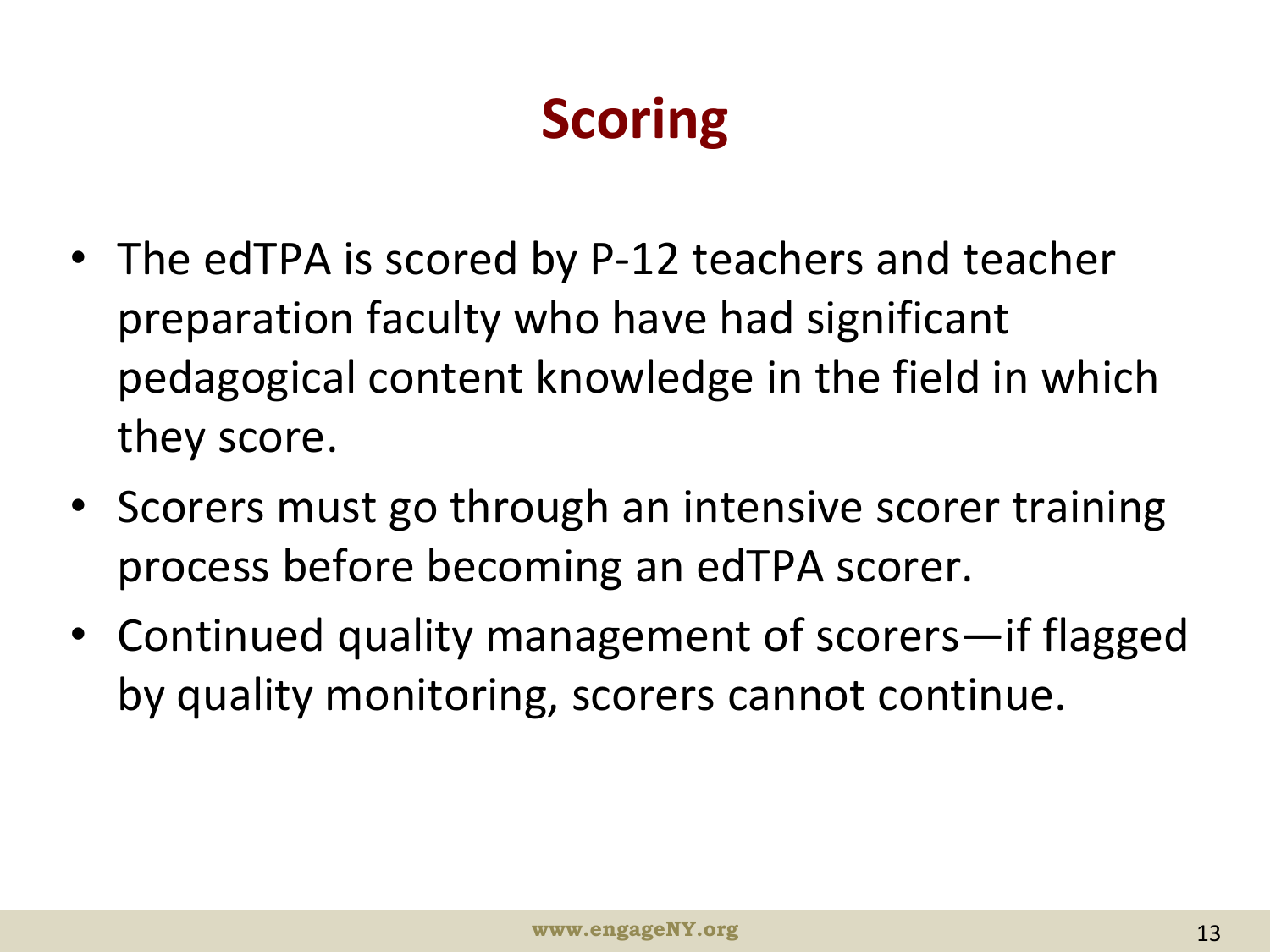# Scoring

- The edTPA is scored by P-12 teachers and teacher preparation faculty who have had significant pedagogical content knowledge in the field in which they score.
- Scorers must go through an intensive scorer training process before becoming an edTPA scorer.
- Continued quality management of scorers—if flagged by quality monitoring, scorers cannot continue.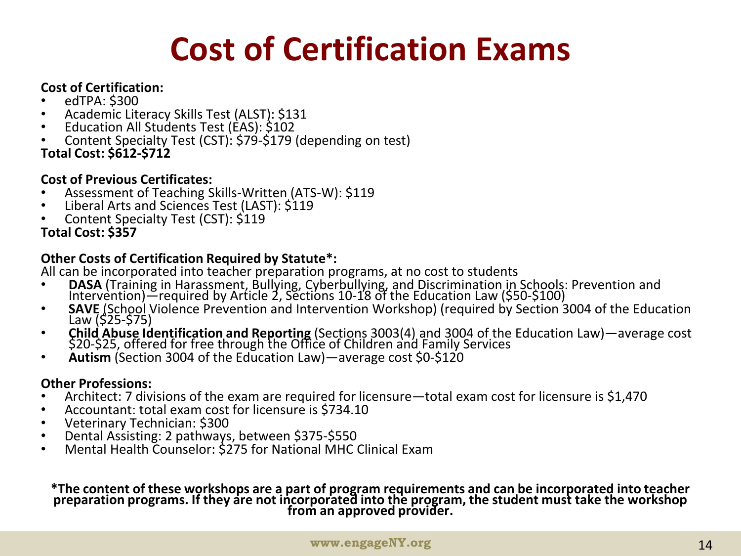# Cost of Certification Exams

**Cost of Certification:**

- edTPA: $300
- Academic Literacy Skills Test (ALST): $131
- Education All Students Test (EAS): $102
- Content Specialty Test (CST): $79-$179 (depending on test)

**Total Cost: $612-$712**

**Cost of Previous Certificates:**

- Assessment of Teaching Skills-Written (ATS-W): $119
- Liberal Arts and Sciences Test (LAST): $119
- Content Specialty Test (CST): $119

**Total Cost: $357**

**Other Costs of Certification Required by Statute*:**

All can be incorporated into teacher preparation programs, at no cost to students

- **DASA** (Training in Harassment, Bullying, Cyberbullying, and Discrimination in Schools: Prevention and Intervention)—required by Article 2, Sections 10-18 of the Education Law ($50-$100)
- **SAVE** (School Violence Prevention and Intervention Workshop) (required by Section 3004 of the Education Law ($25-$75)
- **Child Abuse Identification and Reporting** (Sections 3003(4) and 3004 of the Education Law)—average cost $20-$25, offered for free through the Office of Children and Family Services
- **Autism** (Section 3004 of the Education Law)—average cost $0-$120

**Other Professions:**

- Architect: 7 divisions of the exam are required for licensure—total exam cost for licensure is $1,470
- Accountant: total exam cost for licensure is $734.10
- Veterinary Technician: $300
- Dental Assisting: 2 pathways, between $375-$550
- Mental Health Counselor: $275 for National MHC Clinical Exam

**\*The content of these workshops are a part of program requirements and can be incorporated into teacher preparation programs. If they are not incorporated into the program, the student must take the workshop from an approved provider.**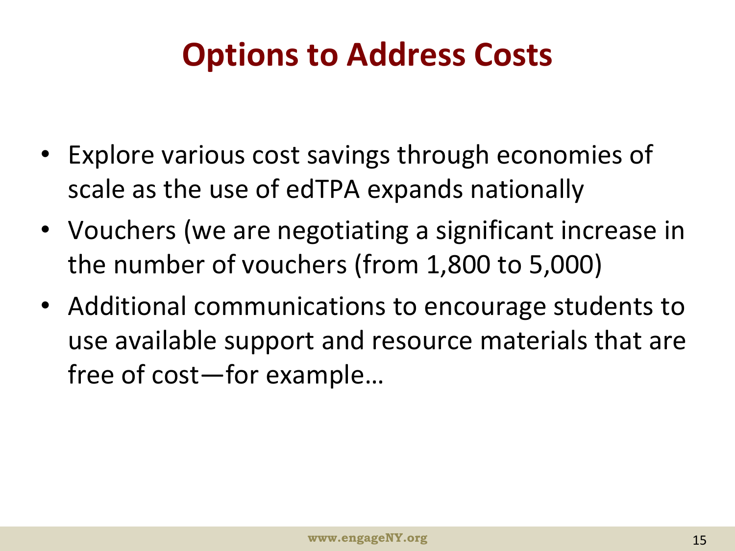# Options to Address Costs

- Explore various cost savings through economies of scale as the use of edTPA expands nationally
- Vouchers (we are negotiating a significant increase in the number of vouchers (from 1,800 to 5,000)
- Additional communications to encourage students to use available support and resource materials that are free of cost—for example…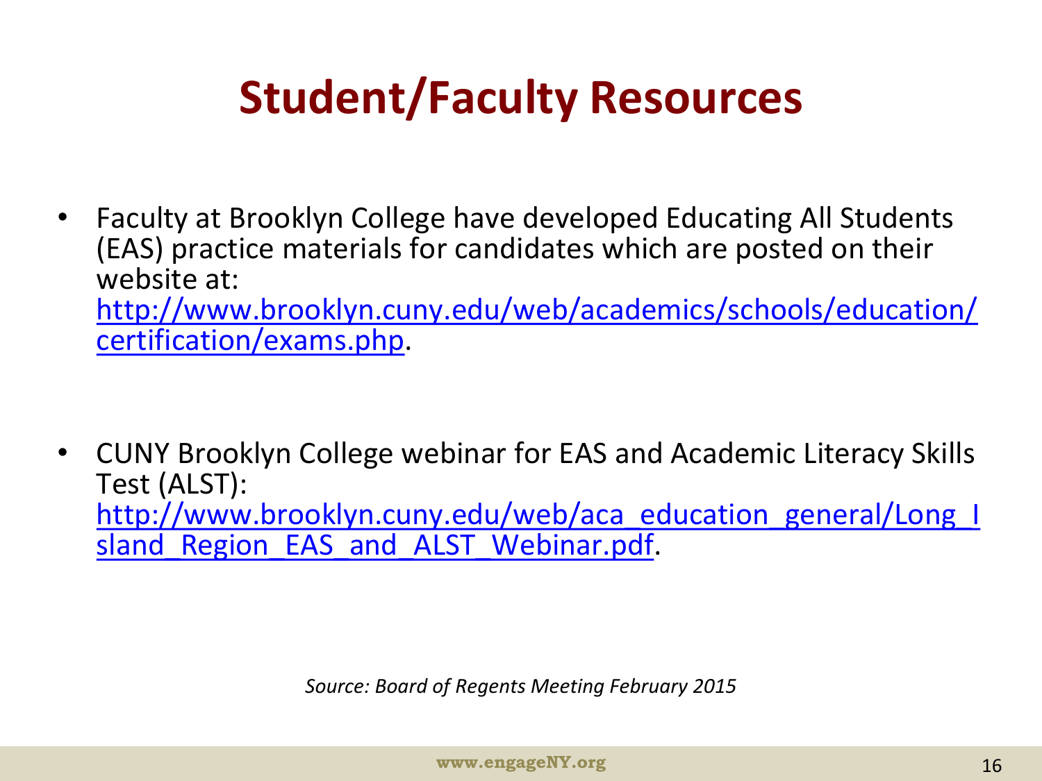# Student/Faculty Resources

- Faculty at Brooklyn College have developed Educating All Students (EAS) practice materials for candidates which are posted on their website at: http://www.brooklyn.cuny.edu/web/academics/schools/education/certification/exams.php.

- CUNY Brooklyn College webinar for EAS and Academic Literacy Skills Test (ALST): http://www.brooklyn.cuny.edu/web/aca_education_general/Long_Island_Region_EAS_and_ALST_Webinar.pdf.

*Source: Board of Regents Meeting February 2015*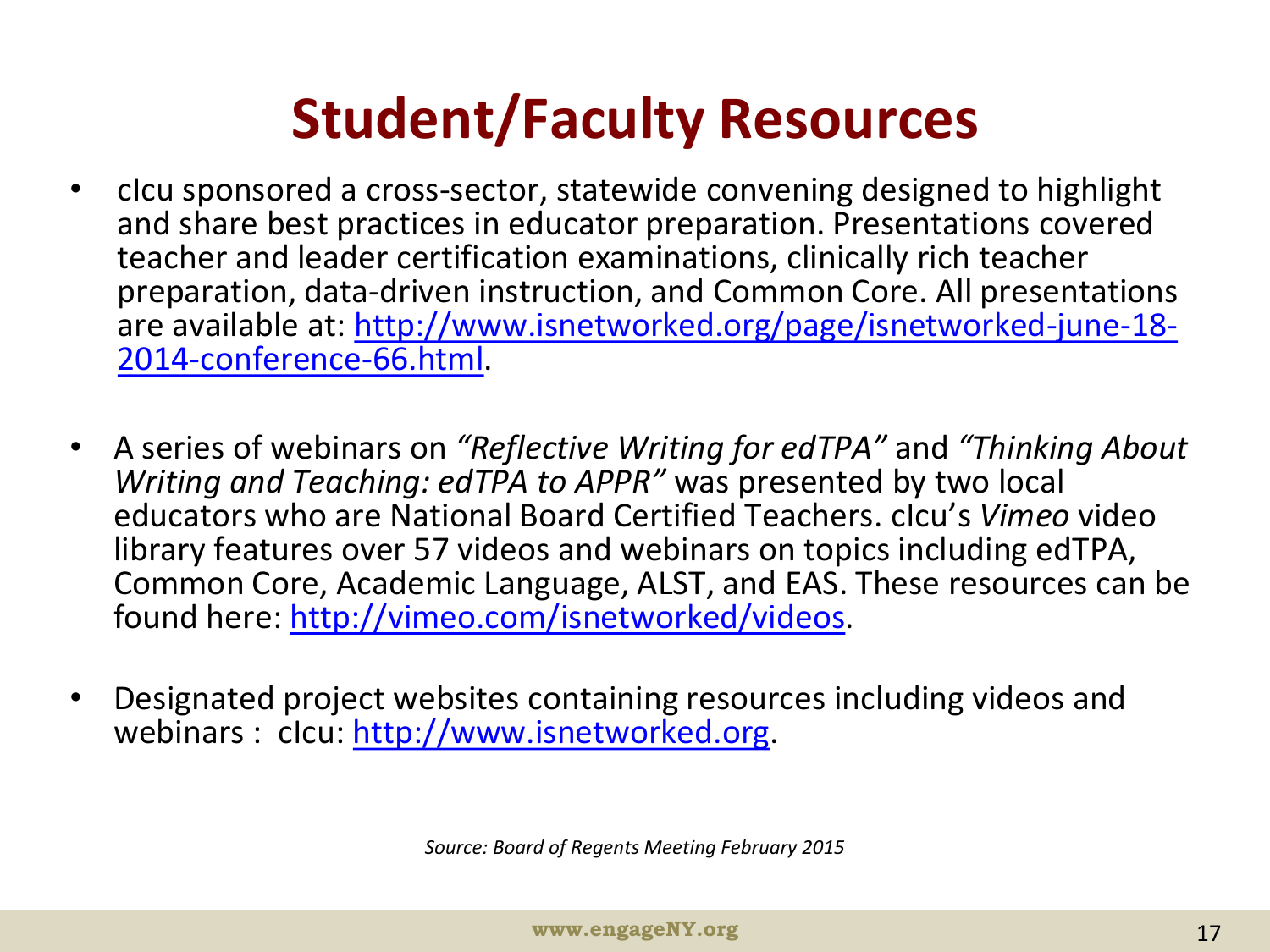# Student/Faculty Resources

- cIcu sponsored a cross-sector, statewide convening designed to highlight and share best practices in educator preparation. Presentations covered teacher and leader certification examinations, clinically rich teacher preparation, data-driven instruction, and Common Core. All presentations are available at: http://www.isnetworked.org/page/isnetworked-june-18-2014-conference-66.html.

- A series of webinars on *"Reflective Writing for edTPA"* and *"Thinking About Writing and Teaching: edTPA to APPR"* was presented by two local educators who are National Board Certified Teachers. cIcu's *Vimeo* video library features over 57 videos and webinars on topics including edTPA, Common Core, Academic Language, ALST, and EAS. These resources can be found here: http://vimeo.com/isnetworked/videos.

- Designated project websites containing resources including videos and webinars : cIcu: http://www.isnetworked.org.

*Source: Board of Regents Meeting February 2015*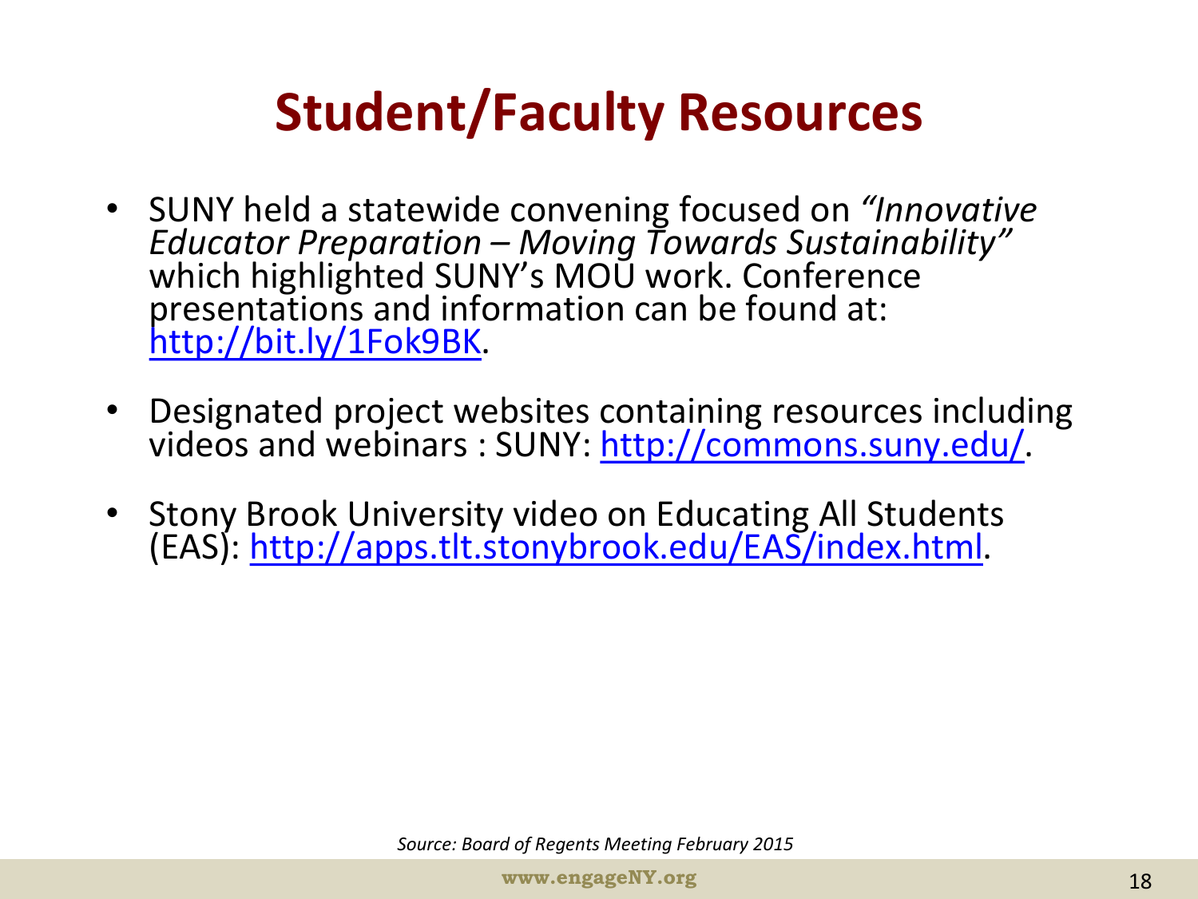# Student/Faculty Resources

- SUNY held a statewide convening focused on *"Innovative Educator Preparation – Moving Towards Sustainability"* which highlighted SUNY's MOU work. Conference presentations and information can be found at: http://bit.ly/1Fok9BK.
- Designated project websites containing resources including videos and webinars : SUNY: http://commons.suny.edu/.
- Stony Brook University video on Educating All Students (EAS): http://apps.tlt.stonybrook.edu/EAS/index.html.

*Source: Board of Regents Meeting February 2015*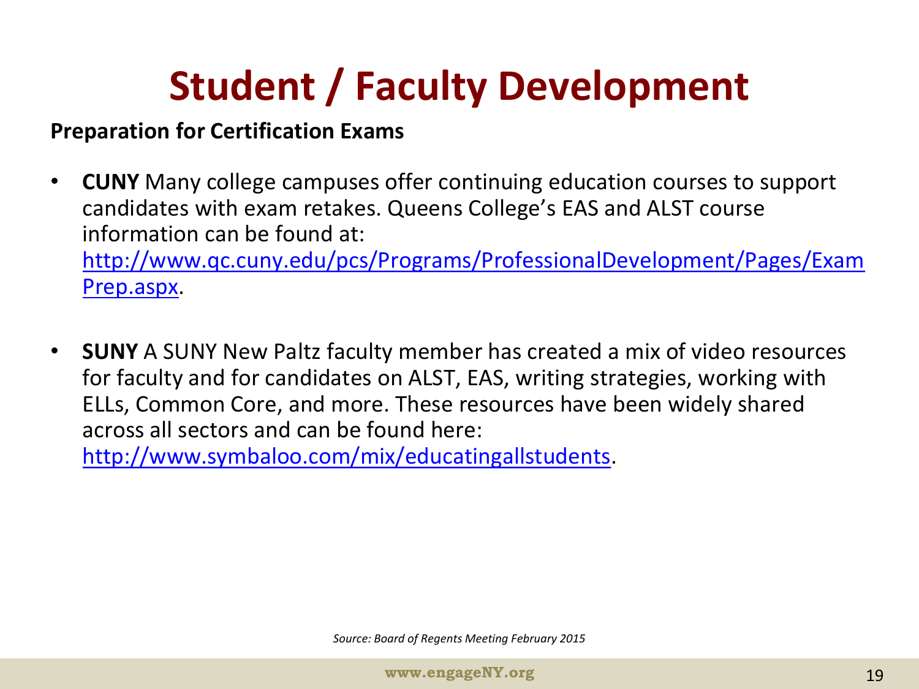# Student / Faculty Development

**Preparation for Certification Exams**

- **CUNY** Many college campuses offer continuing education courses to support candidates with exam retakes. Queens College's EAS and ALST course information can be found at: http://www.qc.cuny.edu/pcs/Programs/ProfessionalDevelopment/Pages/ExamPrep.aspx.

- **SUNY** A SUNY New Paltz faculty member has created a mix of video resources for faculty and for candidates on ALST, EAS, writing strategies, working with ELLs, Common Core, and more. These resources have been widely shared across all sectors and can be found here: http://www.symbaloo.com/mix/educatingallstudents.

*Source: Board of Regents Meeting February 2015*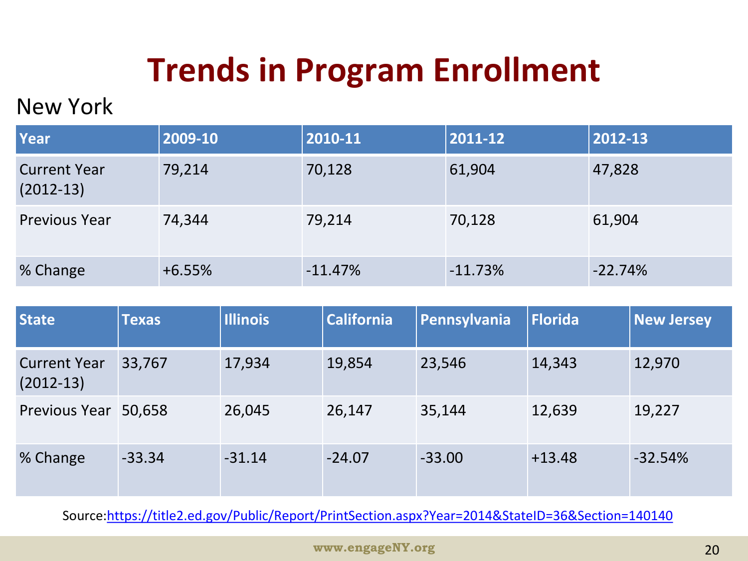# Trends in Program Enrollment

New York

| Year | 2009-10 | 2010-11 | 2011-12 | 2012-13 |
|---|---|---|---|---|
| Current Year (2012-13) | 79,214 | 70,128 | 61,904 | 47,828 |
| Previous Year | 74,344 | 79,214 | 70,128 | 61,904 |
| % Change | +6.55% | -11.47% | -11.73% | -22.74% |

| State | Texas | Illinois | California | Pennsylvania | Florida | New Jersey |
|---|---|---|---|---|---|---|
| Current Year (2012-13) | 33,767 | 17,934 | 19,854 | 23,546 | 14,343 | 12,970 |
| Previous Year | 50,658 | 26,045 | 26,147 | 35,144 | 12,639 | 19,227 |
| % Change | -33.34 | -31.14 | -24.07 | -33.00 | +13.48 | -32.54% |

Source:https://title2.ed.gov/Public/Report/PrintSection.aspx?Year=2014&StateID=36&Section=140140

www.engageNY.org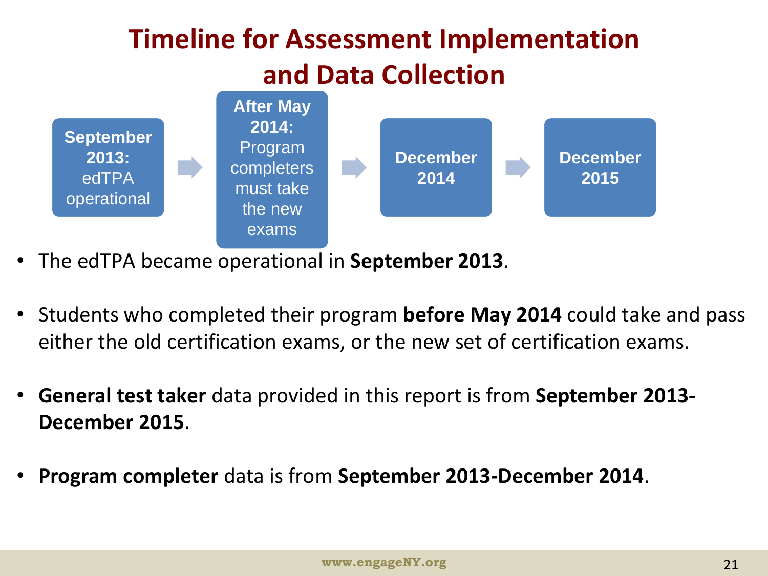# Timeline for Assessment Implementation and Data Collection

**September 2013:** edTPA operational → **After May 2014:** Program completers must take the new exams → **December 2014** → **December 2015**

- The edTPA became operational in **September 2013**.
- Students who completed their program **before May 2014** could take and pass either the old certification exams, or the new set of certification exams.
- **General test taker** data provided in this report is from **September 2013-December 2015**.
- **Program completer** data is from **September 2013-December 2014**.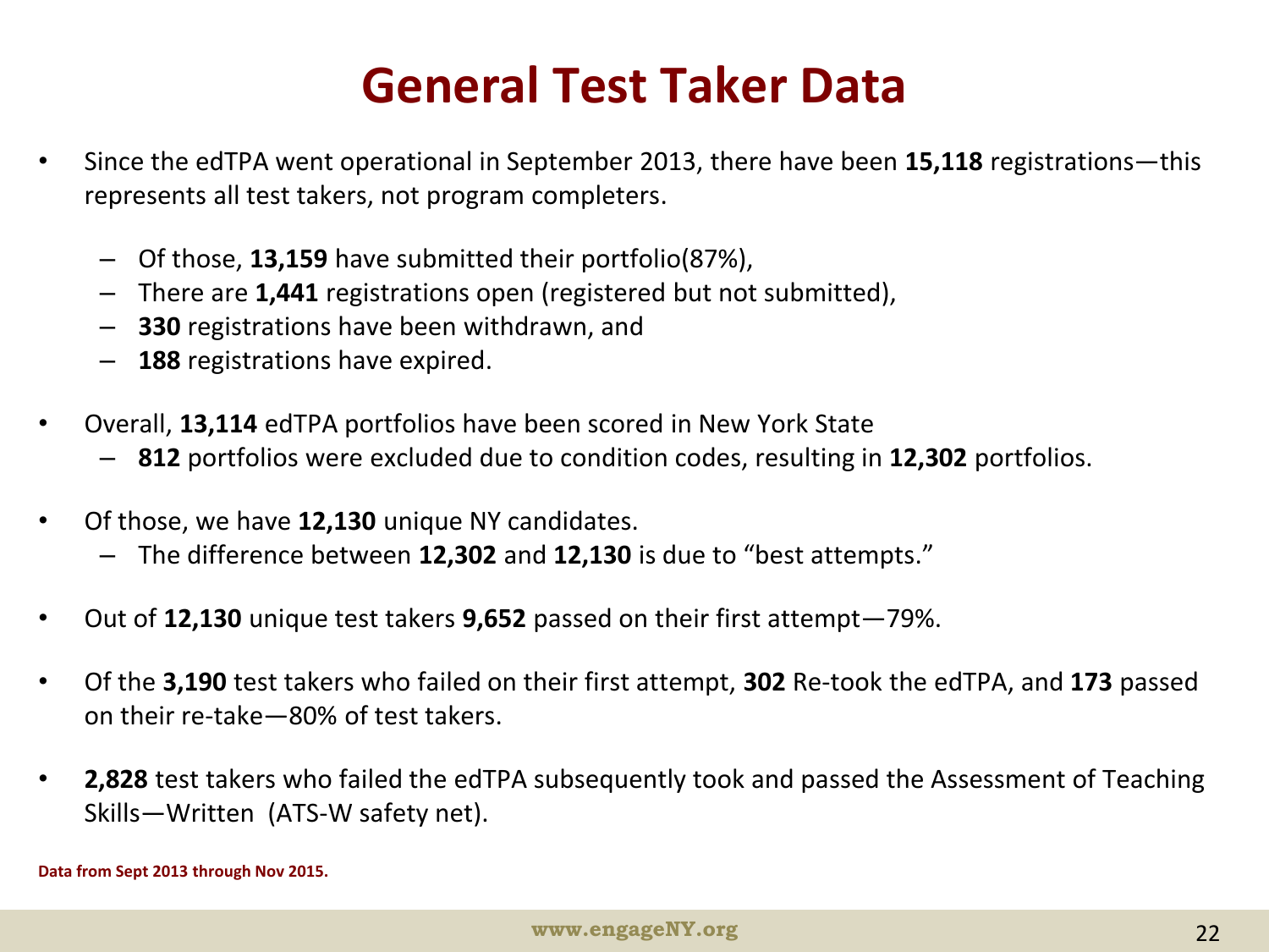# General Test Taker Data

- Since the edTPA went operational in September 2013, there have been **15,118** registrations—this represents all test takers, not program completers.
  - Of those, **13,159** have submitted their portfolio(87%),
  - There are **1,441** registrations open (registered but not submitted),
  - **330** registrations have been withdrawn, and
  - **188** registrations have expired.
- Overall, **13,114** edTPA portfolios have been scored in New York State
  - **812** portfolios were excluded due to condition codes, resulting in **12,302** portfolios.
- Of those, we have **12,130** unique NY candidates.
  - The difference between **12,302** and **12,130** is due to "best attempts."
- Out of **12,130** unique test takers **9,652** passed on their first attempt—79%.
- Of the **3,190** test takers who failed on their first attempt, **302** Re-took the edTPA, and **173** passed on their re-take—80% of test takers.
- **2,828** test takers who failed the edTPA subsequently took and passed the Assessment of Teaching Skills—Written (ATS-W safety net).

**Data from Sept 2013 through Nov 2015.**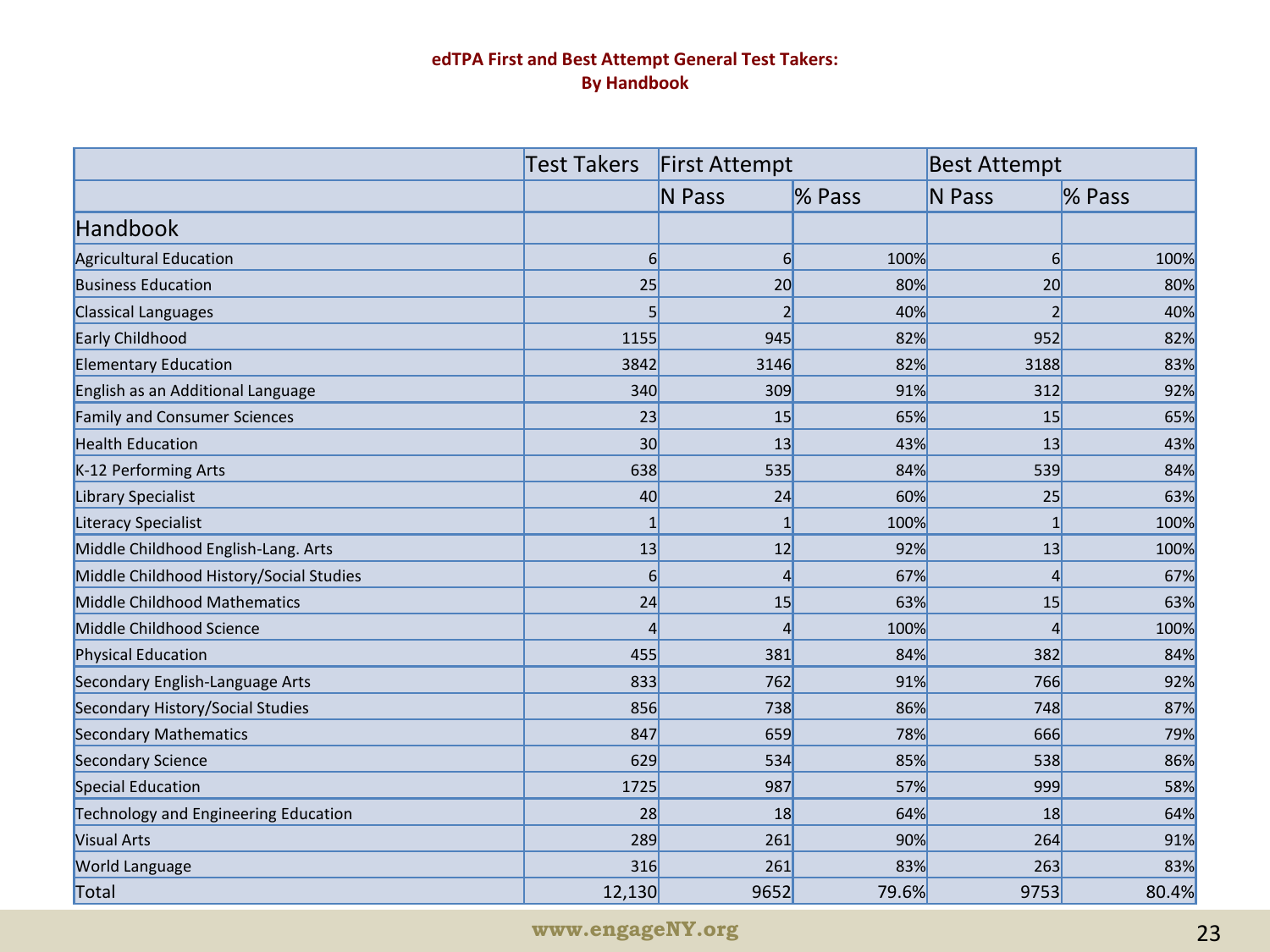**edTPA First and Best Attempt General Test Takers:
By Handbook**

| | Test Takers | First Attempt | | Best Attempt | |
|---|---|---|---|---|---|
| | | N Pass | % Pass | N Pass | % Pass |
| Handbook | | | | | |
| Agricultural Education | 6 | 6 | 100% | 6 | 100% |
| Business Education | 25 | 20 | 80% | 20 | 80% |
| Classical Languages | 5 | 2 | 40% | 2 | 40% |
| Early Childhood | 1155 | 945 | 82% | 952 | 82% |
| Elementary Education | 3842 | 3146 | 82% | 3188 | 83% |
| English as an Additional Language | 340 | 309 | 91% | 312 | 92% |
| Family and Consumer Sciences | 23 | 15 | 65% | 15 | 65% |
| Health Education | 30 | 13 | 43% | 13 | 43% |
| K-12 Performing Arts | 638 | 535 | 84% | 539 | 84% |
| Library Specialist | 40 | 24 | 60% | 25 | 63% |
| Literacy Specialist | 1 | 1 | 100% | 1 | 100% |
| Middle Childhood English-Lang. Arts | 13 | 12 | 92% | 13 | 100% |
| Middle Childhood History/Social Studies | 6 | 4 | 67% | 4 | 67% |
| Middle Childhood Mathematics | 24 | 15 | 63% | 15 | 63% |
| Middle Childhood Science | 4 | 4 | 100% | 4 | 100% |
| Physical Education | 455 | 381 | 84% | 382 | 84% |
| Secondary English-Language Arts | 833 | 762 | 91% | 766 | 92% |
| Secondary History/Social Studies | 856 | 738 | 86% | 748 | 87% |
| Secondary Mathematics | 847 | 659 | 78% | 666 | 79% |
| Secondary Science | 629 | 534 | 85% | 538 | 86% |
| Special Education | 1725 | 987 | 57% | 999 | 58% |
| Technology and Engineering Education | 28 | 18 | 64% | 18 | 64% |
| Visual Arts | 289 | 261 | 90% | 264 | 91% |
| World Language | 316 | 261 | 83% | 263 | 83% |
| Total | 12,130 | 9652 | 79.6% | 9753 | 80.4% |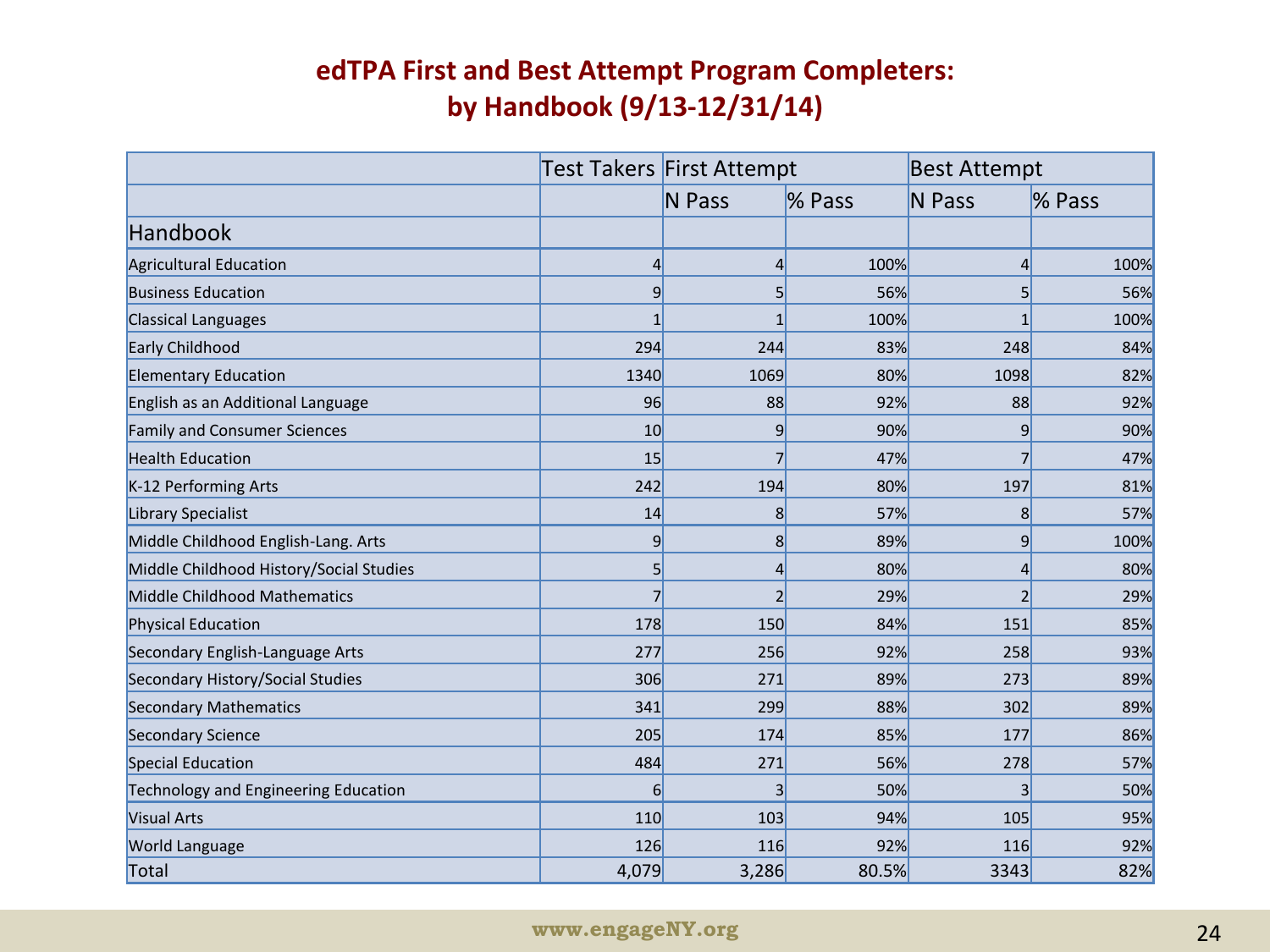# edTPA First and Best Attempt Program Completers: by Handbook (9/13-12/31/14)

| | Test Takers | First Attempt | | Best Attempt | |
|---|---|---|---|---|---|
| | | N Pass | % Pass | N Pass | % Pass |
| Handbook | | | | | |
| Agricultural Education | 4 | 4 | 100% | 4 | 100% |
| Business Education | 9 | 5 | 56% | 5 | 56% |
| Classical Languages | 1 | 1 | 100% | 1 | 100% |
| Early Childhood | 294 | 244 | 83% | 248 | 84% |
| Elementary Education | 1340 | 1069 | 80% | 1098 | 82% |
| English as an Additional Language | 96 | 88 | 92% | 88 | 92% |
| Family and Consumer Sciences | 10 | 9 | 90% | 9 | 90% |
| Health Education | 15 | 7 | 47% | 7 | 47% |
| K-12 Performing Arts | 242 | 194 | 80% | 197 | 81% |
| Library Specialist | 14 | 8 | 57% | 8 | 57% |
| Middle Childhood English-Lang. Arts | 9 | 8 | 89% | 9 | 100% |
| Middle Childhood History/Social Studies | 5 | 4 | 80% | 4 | 80% |
| Middle Childhood Mathematics | 7 | 2 | 29% | 2 | 29% |
| Physical Education | 178 | 150 | 84% | 151 | 85% |
| Secondary English-Language Arts | 277 | 256 | 92% | 258 | 93% |
| Secondary History/Social Studies | 306 | 271 | 89% | 273 | 89% |
| Secondary Mathematics | 341 | 299 | 88% | 302 | 89% |
| Secondary Science | 205 | 174 | 85% | 177 | 86% |
| Special Education | 484 | 271 | 56% | 278 | 57% |
| Technology and Engineering Education | 6 | 3 | 50% | 3 | 50% |
| Visual Arts | 110 | 103 | 94% | 105 | 95% |
| World Language | 126 | 116 | 92% | 116 | 92% |
| Total | 4,079 | 3,286 | 80.5% | 3343 | 82% |

www.engageNY.org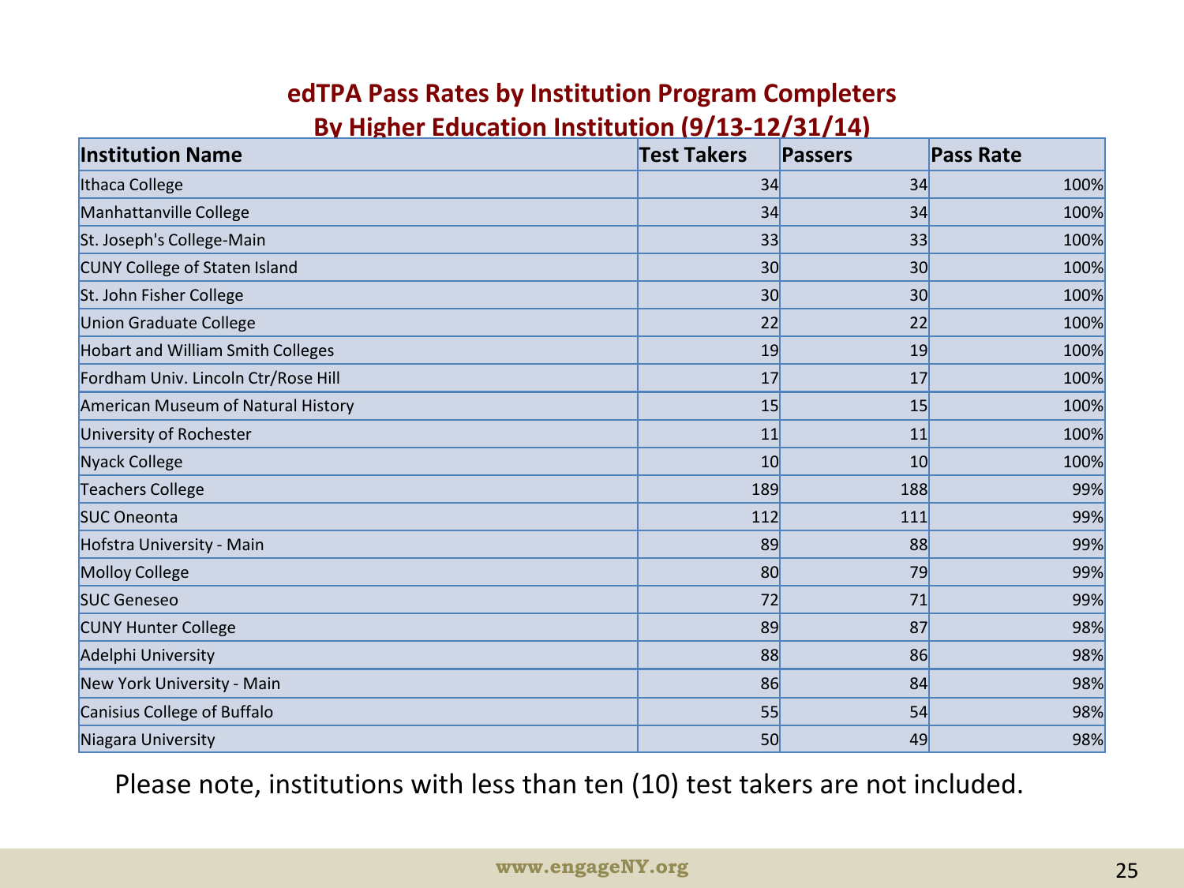## edTPA Pass Rates by Institution Program Completers

## By Higher Education Institution (9/13-12/31/14)

| Institution Name | Test Takers | Passers | Pass Rate |
|---|---|---|---|
| Ithaca College | 34 | 34 | 100% |
| Manhattanville College | 34 | 34 | 100% |
| St. Joseph's College-Main | 33 | 33 | 100% |
| CUNY College of Staten Island | 30 | 30 | 100% |
| St. John Fisher College | 30 | 30 | 100% |
| Union Graduate College | 22 | 22 | 100% |
| Hobart and William Smith Colleges | 19 | 19 | 100% |
| Fordham Univ. Lincoln Ctr/Rose Hill | 17 | 17 | 100% |
| American Museum of Natural History | 15 | 15 | 100% |
| University of Rochester | 11 | 11 | 100% |
| Nyack College | 10 | 10 | 100% |
| Teachers College | 189 | 188 | 99% |
| SUC Oneonta | 112 | 111 | 99% |
| Hofstra University - Main | 89 | 88 | 99% |
| Molloy College | 80 | 79 | 99% |
| SUC Geneseo | 72 | 71 | 99% |
| CUNY Hunter College | 89 | 87 | 98% |
| Adelphi University | 88 | 86 | 98% |
| New York University - Main | 86 | 84 | 98% |
| Canisius College of Buffalo | 55 | 54 | 98% |
| Niagara University | 50 | 49 | 98% |

Please note, institutions with less than ten (10) test takers are not included.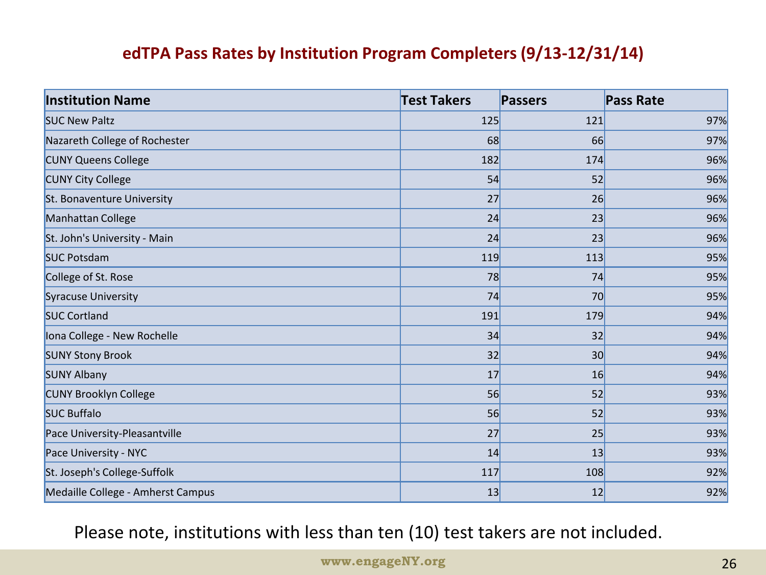## edTPA Pass Rates by Institution Program Completers (9/13-12/31/14)

| Institution Name | Test Takers | Passers | Pass Rate |
|---|---|---|---|
| SUC New Paltz | 125 | 121 | 97% |
| Nazareth College of Rochester | 68 | 66 | 97% |
| CUNY Queens College | 182 | 174 | 96% |
| CUNY City College | 54 | 52 | 96% |
| St. Bonaventure University | 27 | 26 | 96% |
| Manhattan College | 24 | 23 | 96% |
| St. John's University - Main | 24 | 23 | 96% |
| SUC Potsdam | 119 | 113 | 95% |
| College of St. Rose | 78 | 74 | 95% |
| Syracuse University | 74 | 70 | 95% |
| SUC Cortland | 191 | 179 | 94% |
| Iona College - New Rochelle | 34 | 32 | 94% |
| SUNY Stony Brook | 32 | 30 | 94% |
| SUNY Albany | 17 | 16 | 94% |
| CUNY Brooklyn College | 56 | 52 | 93% |
| SUC Buffalo | 56 | 52 | 93% |
| Pace University-Pleasantville | 27 | 25 | 93% |
| Pace University - NYC | 14 | 13 | 93% |
| St. Joseph's College-Suffolk | 117 | 108 | 92% |
| Medaille College - Amherst Campus | 13 | 12 | 92% |

Please note, institutions with less than ten (10) test takers are not included.

www.engageNY.org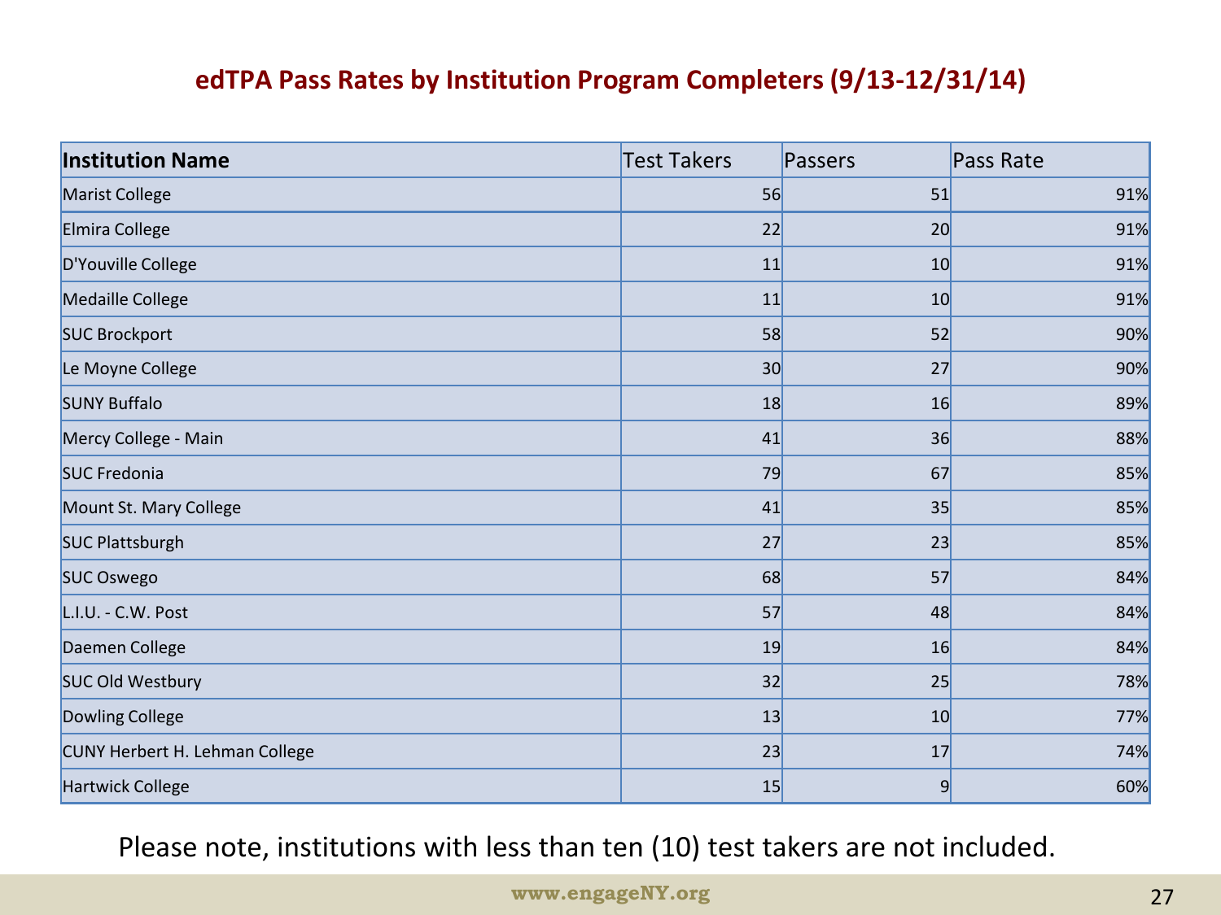## edTPA Pass Rates by Institution Program Completers (9/13-12/31/14)

| Institution Name | Test Takers | Passers | Pass Rate |
|---|---|---|---|
| Marist College | 56 | 51 | 91% |
| Elmira College | 22 | 20 | 91% |
| D'Youville College | 11 | 10 | 91% |
| Medaille College | 11 | 10 | 91% |
| SUC Brockport | 58 | 52 | 90% |
| Le Moyne College | 30 | 27 | 90% |
| SUNY Buffalo | 18 | 16 | 89% |
| Mercy College - Main | 41 | 36 | 88% |
| SUC Fredonia | 79 | 67 | 85% |
| Mount St. Mary College | 41 | 35 | 85% |
| SUC Plattsburgh | 27 | 23 | 85% |
| SUC Oswego | 68 | 57 | 84% |
| L.I.U. - C.W. Post | 57 | 48 | 84% |
| Daemen College | 19 | 16 | 84% |
| SUC Old Westbury | 32 | 25 | 78% |
| Dowling College | 13 | 10 | 77% |
| CUNY Herbert H. Lehman College | 23 | 17 | 74% |
| Hartwick College | 15 | 9 | 60% |

Please note, institutions with less than ten (10) test takers are not included.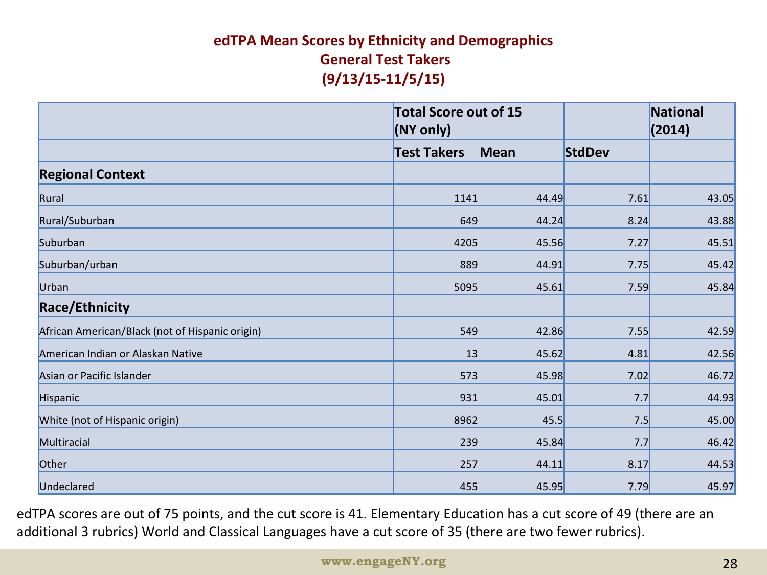## edTPA Mean Scores by Ethnicity and Demographics
## General Test Takers
## (9/13/15-11/5/15)

| | Total Score out of 15 (NY only) | | | National (2014) |
|---|---|---|---|---|
| | Test Takers | Mean | StdDev | |
| **Regional Context** | | | | |
| Rural | 1141 | 44.49 | 7.61 | 43.05 |
| Rural/Suburban | 649 | 44.24 | 8.24 | 43.88 |
| Suburban | 4205 | 45.56 | 7.27 | 45.51 |
| Suburban/urban | 889 | 44.91 | 7.75 | 45.42 |
| Urban | 5095 | 45.61 | 7.59 | 45.84 |
| **Race/Ethnicity** | | | | |
| African American/Black (not of Hispanic origin) | 549 | 42.86 | 7.55 | 42.59 |
| American Indian or Alaskan Native | 13 | 45.62 | 4.81 | 42.56 |
| Asian or Pacific Islander | 573 | 45.98 | 7.02 | 46.72 |
| Hispanic | 931 | 45.01 | 7.7 | 44.93 |
| White (not of Hispanic origin) | 8962 | 45.5 | 7.5 | 45.00 |
| Multiracial | 239 | 45.84 | 7.7 | 46.42 |
| Other | 257 | 44.11 | 8.17 | 44.53 |
| Undeclared | 455 | 45.95 | 7.79 | 45.97 |

edTPA scores are out of 75 points, and the cut score is 41. Elementary Education has a cut score of 49 (there are an additional 3 rubrics) World and Classical Languages have a cut score of 35 (there are two fewer rubrics).

www.engageNY.org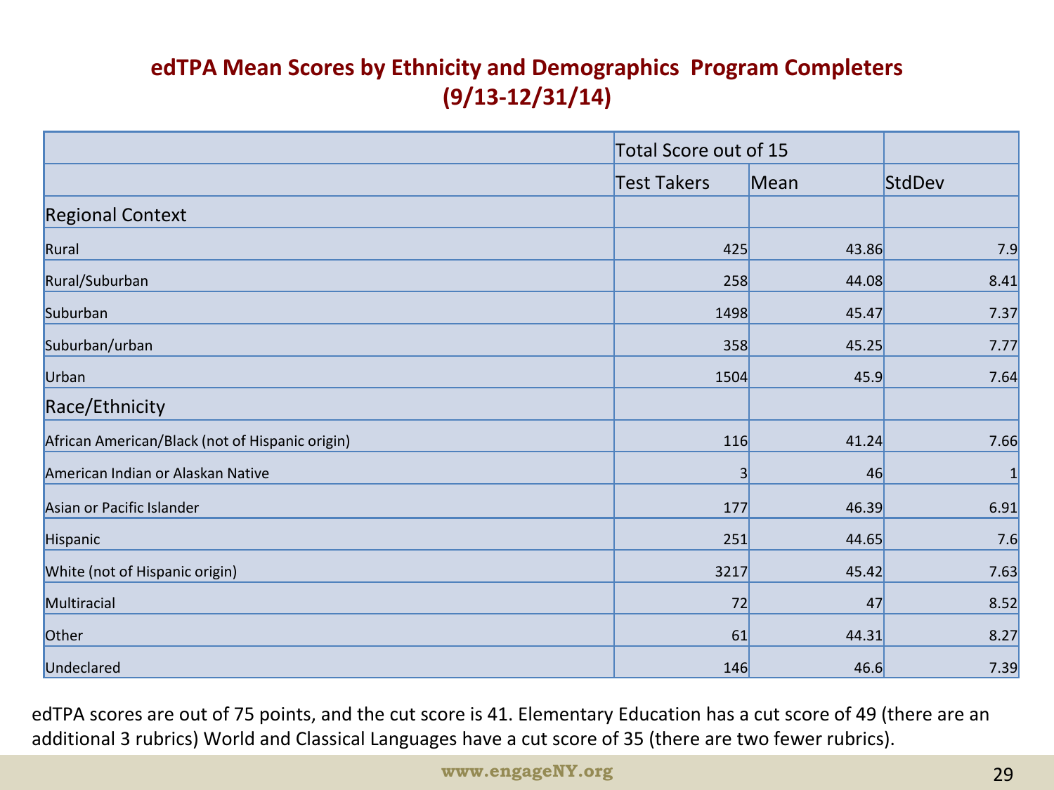## edTPA Mean Scores by Ethnicity and Demographics Program Completers (9/13-12/31/14)

| | Total Score out of 15 | | |
|---|---|---|---|
| | Test Takers | Mean | StdDev |
| **Regional Context** | | | |
| Rural | 425 | 43.86 | 7.9 |
| Rural/Suburban | 258 | 44.08 | 8.41 |
| Suburban | 1498 | 45.47 | 7.37 |
| Suburban/urban | 358 | 45.25 | 7.77 |
| Urban | 1504 | 45.9 | 7.64 |
| **Race/Ethnicity** | | | |
| African American/Black (not of Hispanic origin) | 116 | 41.24 | 7.66 |
| American Indian or Alaskan Native | 3 | 46 | 1 |
| Asian or Pacific Islander | 177 | 46.39 | 6.91 |
| Hispanic | 251 | 44.65 | 7.6 |
| White (not of Hispanic origin) | 3217 | 45.42 | 7.63 |
| Multiracial | 72 | 47 | 8.52 |
| Other | 61 | 44.31 | 8.27 |
| Undeclared | 146 | 46.6 | 7.39 |

edTPA scores are out of 75 points, and the cut score is 41. Elementary Education has a cut score of 49 (there are an additional 3 rubrics) World and Classical Languages have a cut score of 35 (there are two fewer rubrics).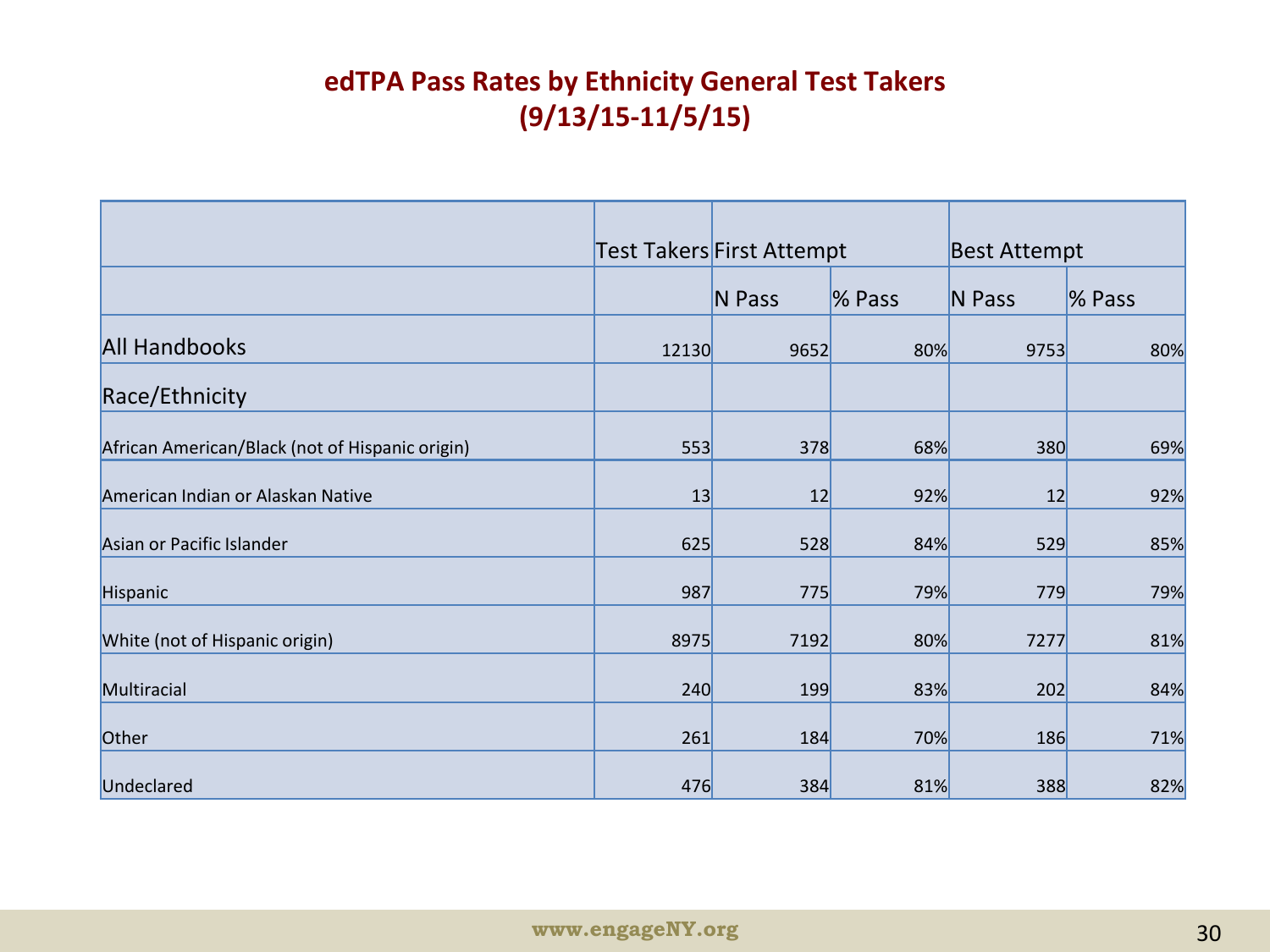## edTPA Pass Rates by Ethnicity General Test Takers (9/13/15-11/5/15)

| | Test Takers | First Attempt | | Best Attempt | |
|---|---|---|---|---|---|
| | | N Pass | % Pass | N Pass | % Pass |
| All Handbooks | 12130 | 9652 | 80% | 9753 | 80% |
| Race/Ethnicity | | | | | |
| African American/Black (not of Hispanic origin) | 553 | 378 | 68% | 380 | 69% |
| American Indian or Alaskan Native | 13 | 12 | 92% | 12 | 92% |
| Asian or Pacific Islander | 625 | 528 | 84% | 529 | 85% |
| Hispanic | 987 | 775 | 79% | 779 | 79% |
| White (not of Hispanic origin) | 8975 | 7192 | 80% | 7277 | 81% |
| Multiracial | 240 | 199 | 83% | 202 | 84% |
| Other | 261 | 184 | 70% | 186 | 71% |
| Undeclared | 476 | 384 | 81% | 388 | 82% |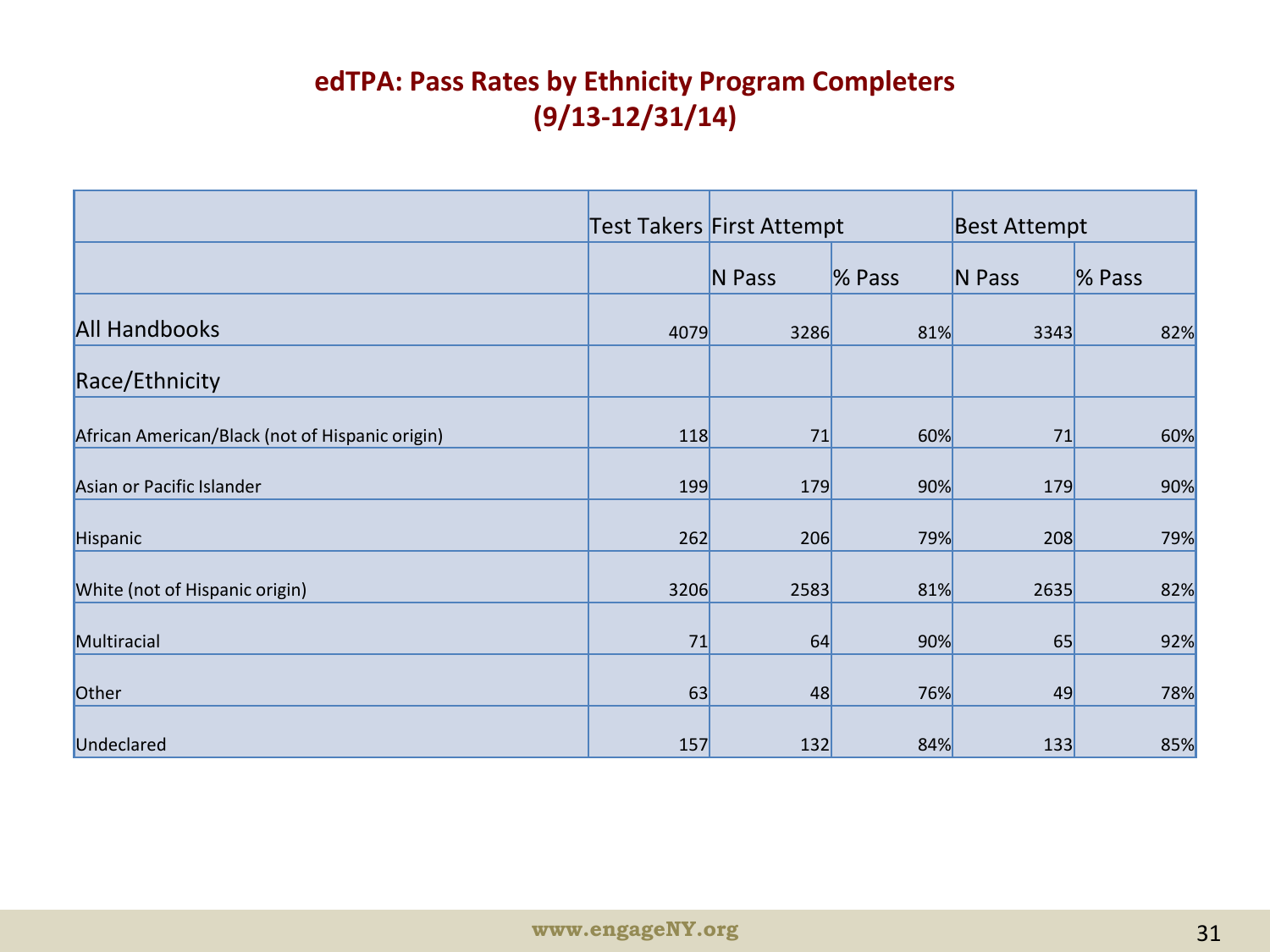# edTPA: Pass Rates by Ethnicity Program Completers (9/13-12/31/14)

| | Test Takers | First Attempt | | Best Attempt | |
|---|---|---|---|---|---|
| | | N Pass | % Pass | N Pass | % Pass |
| All Handbooks | 4079 | 3286 | 81% | 3343 | 82% |
| Race/Ethnicity | | | | | |
| African American/Black (not of Hispanic origin) | 118 | 71 | 60% | 71 | 60% |
| Asian or Pacific Islander | 199 | 179 | 90% | 179 | 90% |
| Hispanic | 262 | 206 | 79% | 208 | 79% |
| White (not of Hispanic origin) | 3206 | 2583 | 81% | 2635 | 82% |
| Multiracial | 71 | 64 | 90% | 65 | 92% |
| Other | 63 | 48 | 76% | 49 | 78% |
| Undeclared | 157 | 132 | 84% | 133 | 85% |

www.engageNY.org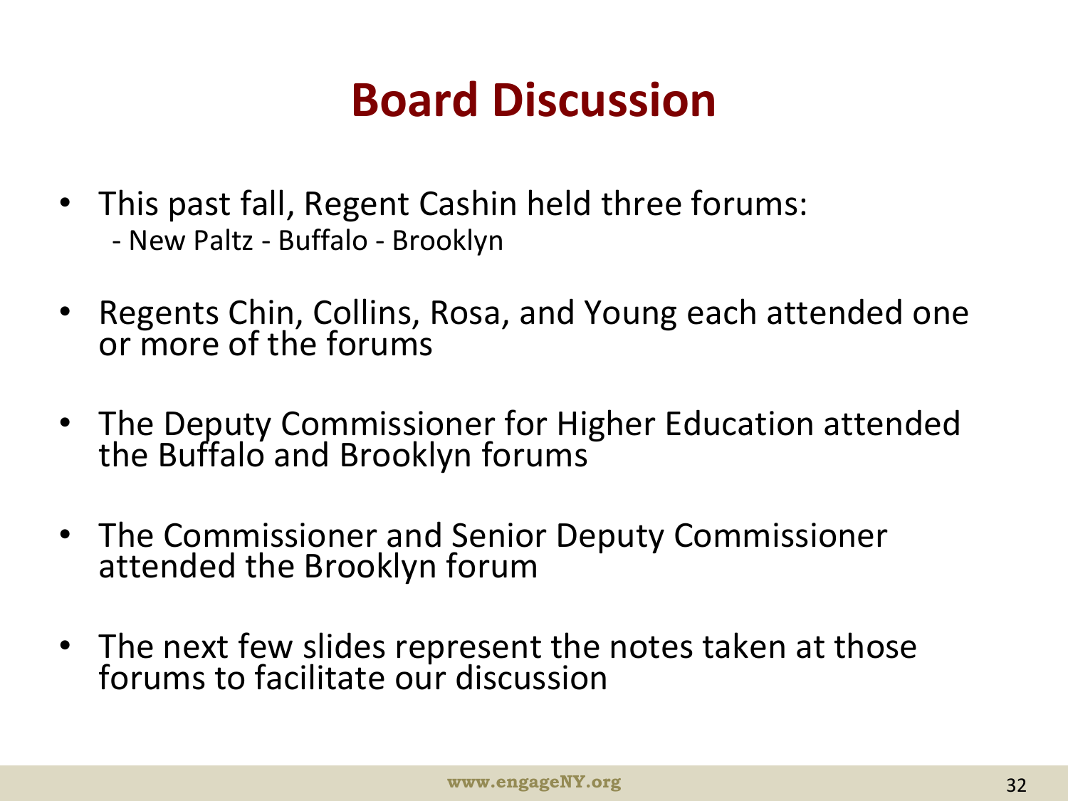# Board Discussion

- This past fall, Regent Cashin held three forums:
  - New Paltz - Buffalo - Brooklyn
- Regents Chin, Collins, Rosa, and Young each attended one or more of the forums
- The Deputy Commissioner for Higher Education attended the Buffalo and Brooklyn forums
- The Commissioner and Senior Deputy Commissioner attended the Brooklyn forum
- The next few slides represent the notes taken at those forums to facilitate our discussion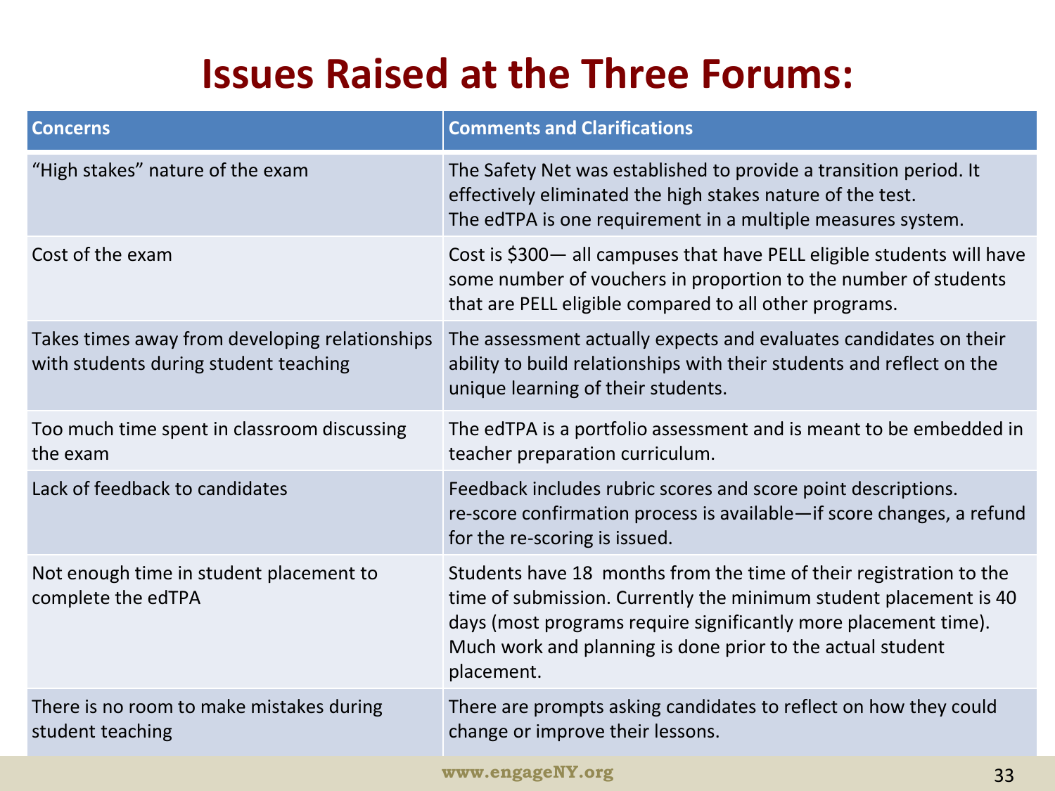# Issues Raised at the Three Forums:

| Concerns | Comments and Clarifications |
|---|---|
| "High stakes" nature of the exam | The Safety Net was established to provide a transition period. It effectively eliminated the high stakes nature of the test. The edTPA is one requirement in a multiple measures system. |
| Cost of the exam | Cost is $300— all campuses that have PELL eligible students will have some number of vouchers in proportion to the number of students that are PELL eligible compared to all other programs. |
| Takes times away from developing relationships with students during student teaching | The assessment actually expects and evaluates candidates on their ability to build relationships with their students and reflect on the unique learning of their students. |
| Too much time spent in classroom discussing the exam | The edTPA is a portfolio assessment and is meant to be embedded in teacher preparation curriculum. |
| Lack of feedback to candidates | Feedback includes rubric scores and score point descriptions. re-score confirmation process is available—if score changes, a refund for the re-scoring is issued. |
| Not enough time in student placement to complete the edTPA | Students have 18 months from the time of their registration to the time of submission. Currently the minimum student placement is 40 days (most programs require significantly more placement time). Much work and planning is done prior to the actual student placement. |
| There is no room to make mistakes during student teaching | There are prompts asking candidates to reflect on how they could change or improve their lessons. |

www.engageNY.org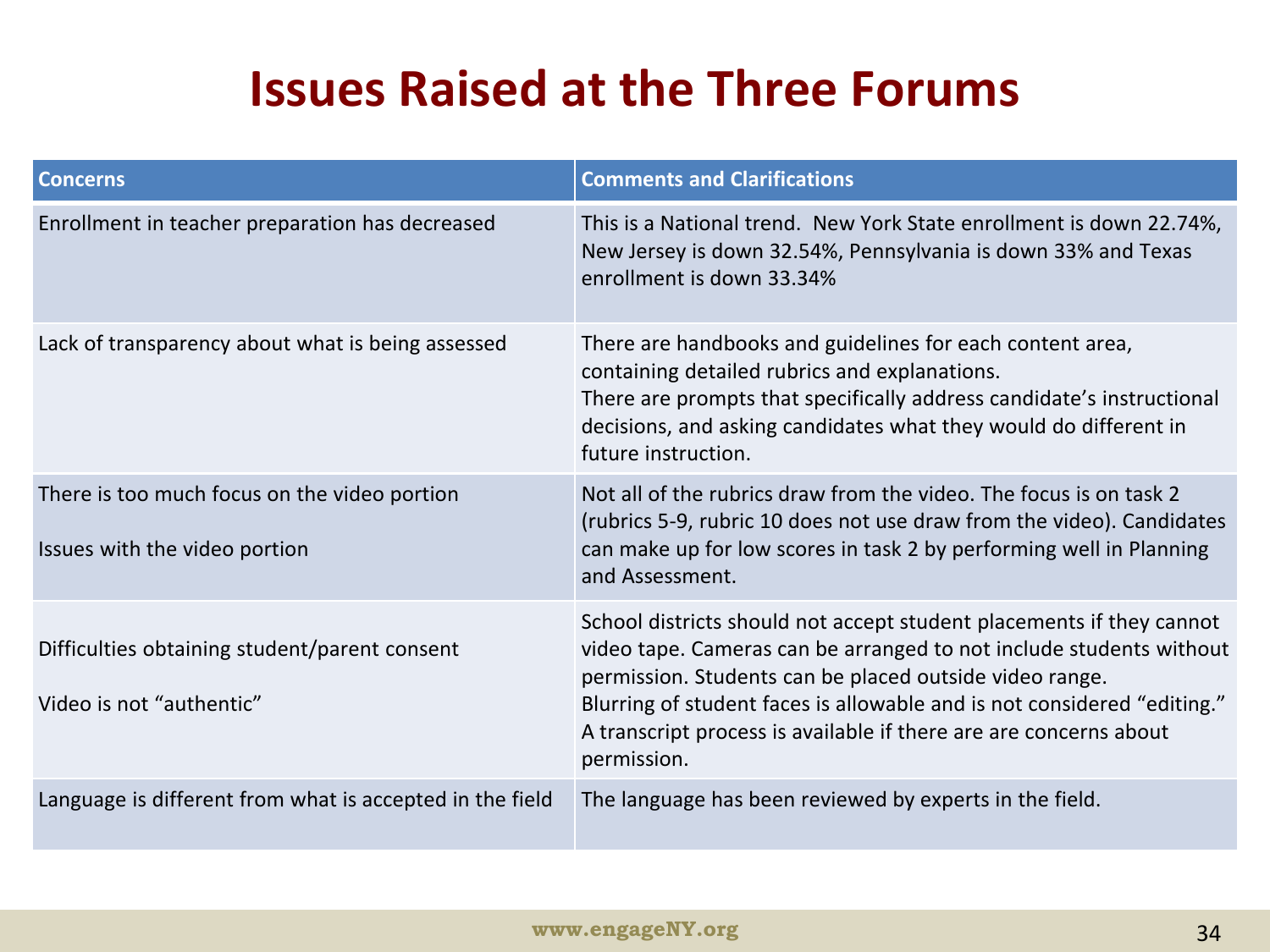# Issues Raised at the Three Forums

| Concerns | Comments and Clarifications |
|---|---|
| Enrollment in teacher preparation has decreased | This is a National trend. New York State enrollment is down 22.74%, New Jersey is down 32.54%, Pennsylvania is down 33% and Texas enrollment is down 33.34% |
| Lack of transparency about what is being assessed | There are handbooks and guidelines for each content area, containing detailed rubrics and explanations.<br>There are prompts that specifically address candidate's instructional decisions, and asking candidates what they would do different in future instruction. |
| There is too much focus on the video portion<br><br>Issues with the video portion | Not all of the rubrics draw from the video. The focus is on task 2 (rubrics 5-9, rubric 10 does not use draw from the video). Candidates can make up for low scores in task 2 by performing well in Planning and Assessment. |
| Difficulties obtaining student/parent consent<br><br>Video is not "authentic" | School districts should not accept student placements if they cannot video tape. Cameras can be arranged to not include students without permission. Students can be placed outside video range.<br>Blurring of student faces is allowable and is not considered "editing."<br>A transcript process is available if there are are concerns about permission. |
| Language is different from what is accepted in the field | The language has been reviewed by experts in the field. |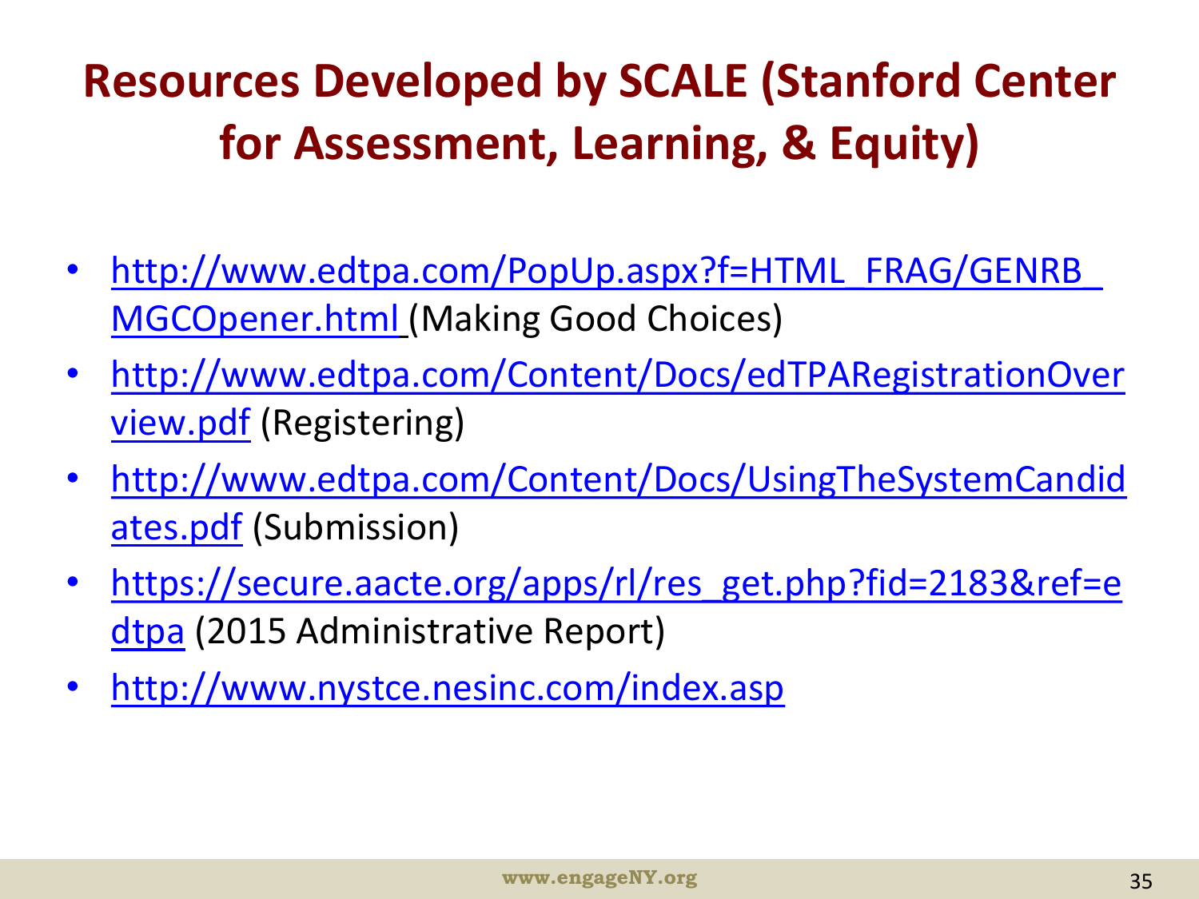# Resources Developed by SCALE (Stanford Center for Assessment, Learning, & Equity)

- http://www.edtpa.com/PopUp.aspx?f=HTML_FRAG/GENRB_MGCOpener.html (Making Good Choices)
- http://www.edtpa.com/Content/Docs/edTPARegistrationOverview.pdf (Registering)
- http://www.edtpa.com/Content/Docs/UsingTheSystemCandidates.pdf (Submission)
- https://secure.aacte.org/apps/rl/res_get.php?fid=2183&ref=edtpa (2015 Administrative Report)
- http://www.nystce.nesinc.com/index.asp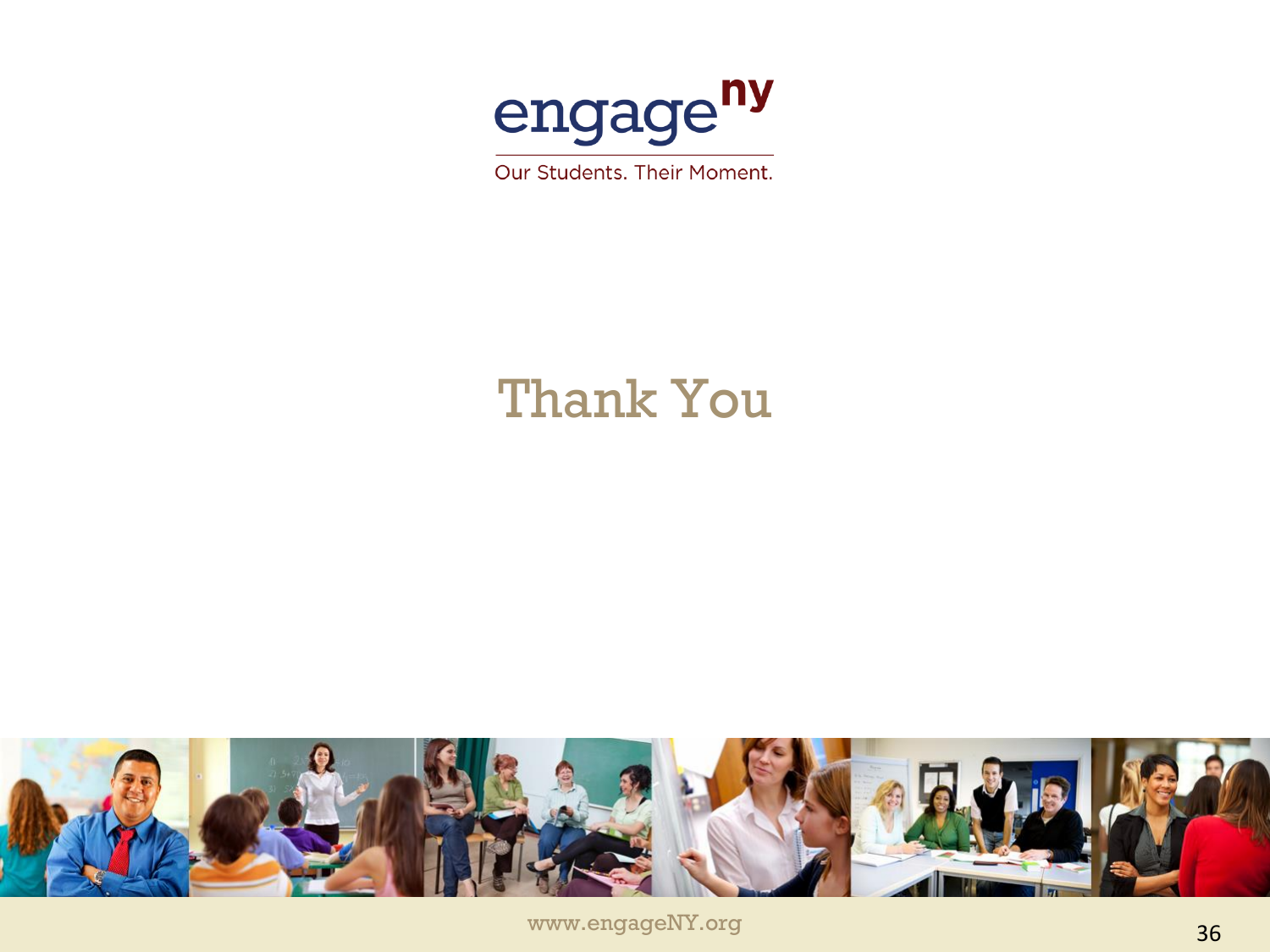engage^ny

Our Students. Their Moment.

# Thank You

www.engageNY.org